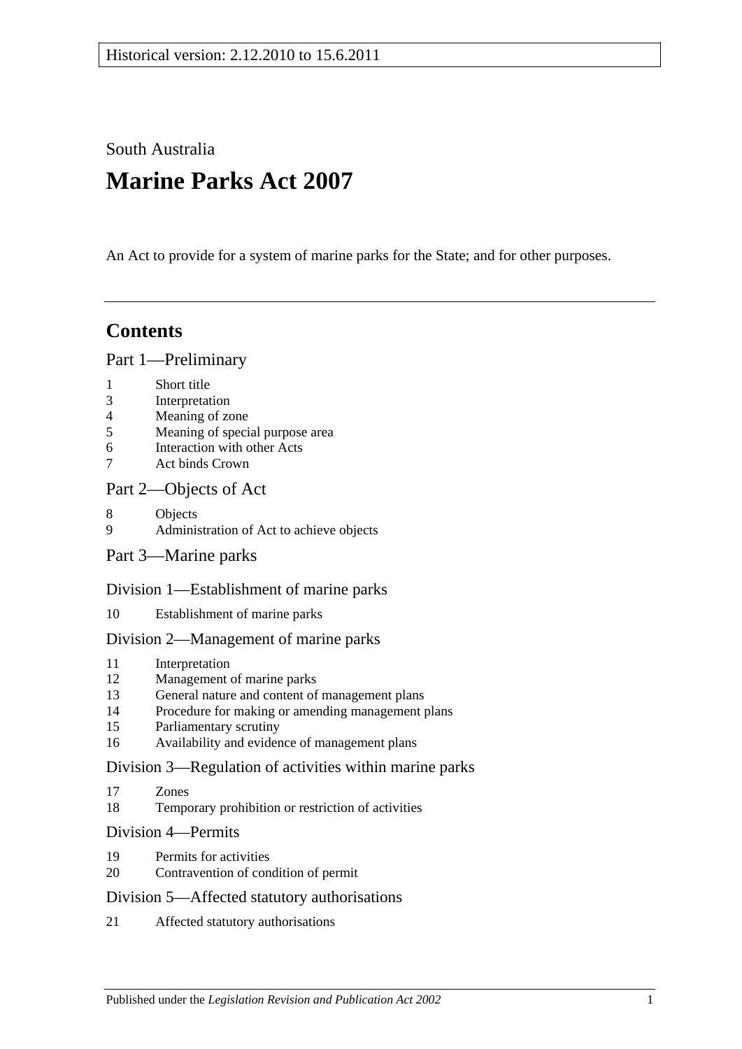Historical version: 2.12.2010 to 15.6.2011

South Australia

# Marine Parks Act 2007

An Act to provide for a system of marine parks for the State; and for other purposes.

## Contents

### Part 1—Preliminary

1 Short title
3 Interpretation
4 Meaning of zone
5 Meaning of special purpose area
6 Interaction with other Acts
7 Act binds Crown

### Part 2—Objects of Act

8 Objects
9 Administration of Act to achieve objects

### Part 3—Marine parks

#### Division 1—Establishment of marine parks

10 Establishment of marine parks

#### Division 2—Management of marine parks

11 Interpretation
12 Management of marine parks
13 General nature and content of management plans
14 Procedure for making or amending management plans
15 Parliamentary scrutiny
16 Availability and evidence of management plans

#### Division 3—Regulation of activities within marine parks

17 Zones
18 Temporary prohibition or restriction of activities

#### Division 4—Permits

19 Permits for activities
20 Contravention of condition of permit

#### Division 5—Affected statutory authorisations

21 Affected statutory authorisations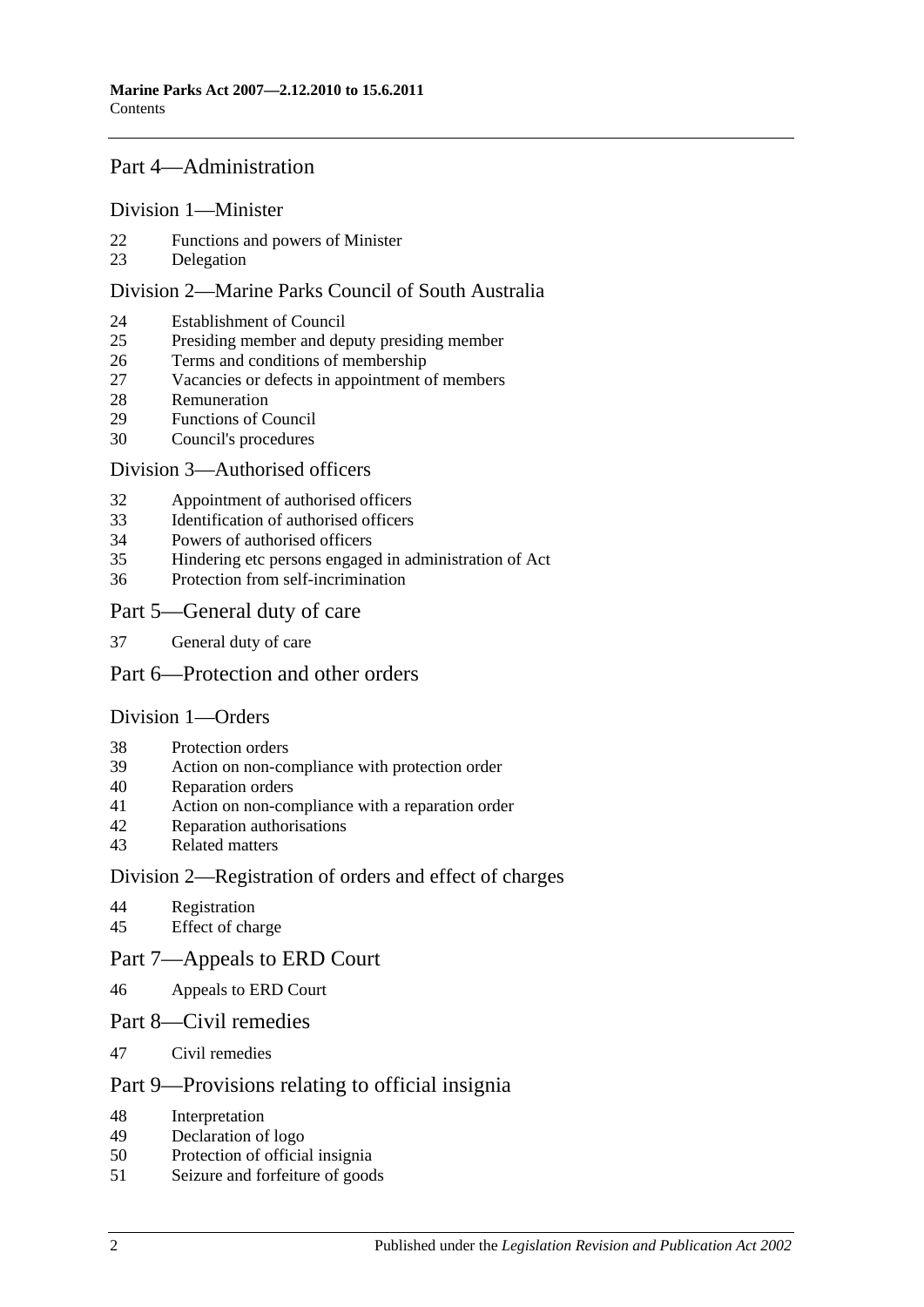## Part 4—Administration

### Division 1—Minister

22 Functions and powers of Minister
23 Delegation

### Division 2—Marine Parks Council of South Australia

24 Establishment of Council
25 Presiding member and deputy presiding member
26 Terms and conditions of membership
27 Vacancies or defects in appointment of members
28 Remuneration
29 Functions of Council
30 Council's procedures

### Division 3—Authorised officers

32 Appointment of authorised officers
33 Identification of authorised officers
34 Powers of authorised officers
35 Hindering etc persons engaged in administration of Act
36 Protection from self-incrimination

## Part 5—General duty of care

37 General duty of care

## Part 6—Protection and other orders

### Division 1—Orders

38 Protection orders
39 Action on non-compliance with protection order
40 Reparation orders
41 Action on non-compliance with a reparation order
42 Reparation authorisations
43 Related matters

### Division 2—Registration of orders and effect of charges

44 Registration
45 Effect of charge

## Part 7—Appeals to ERD Court

46 Appeals to ERD Court

## Part 8—Civil remedies

47 Civil remedies

## Part 9—Provisions relating to official insignia

48 Interpretation
49 Declaration of logo
50 Protection of official insignia
51 Seizure and forfeiture of goods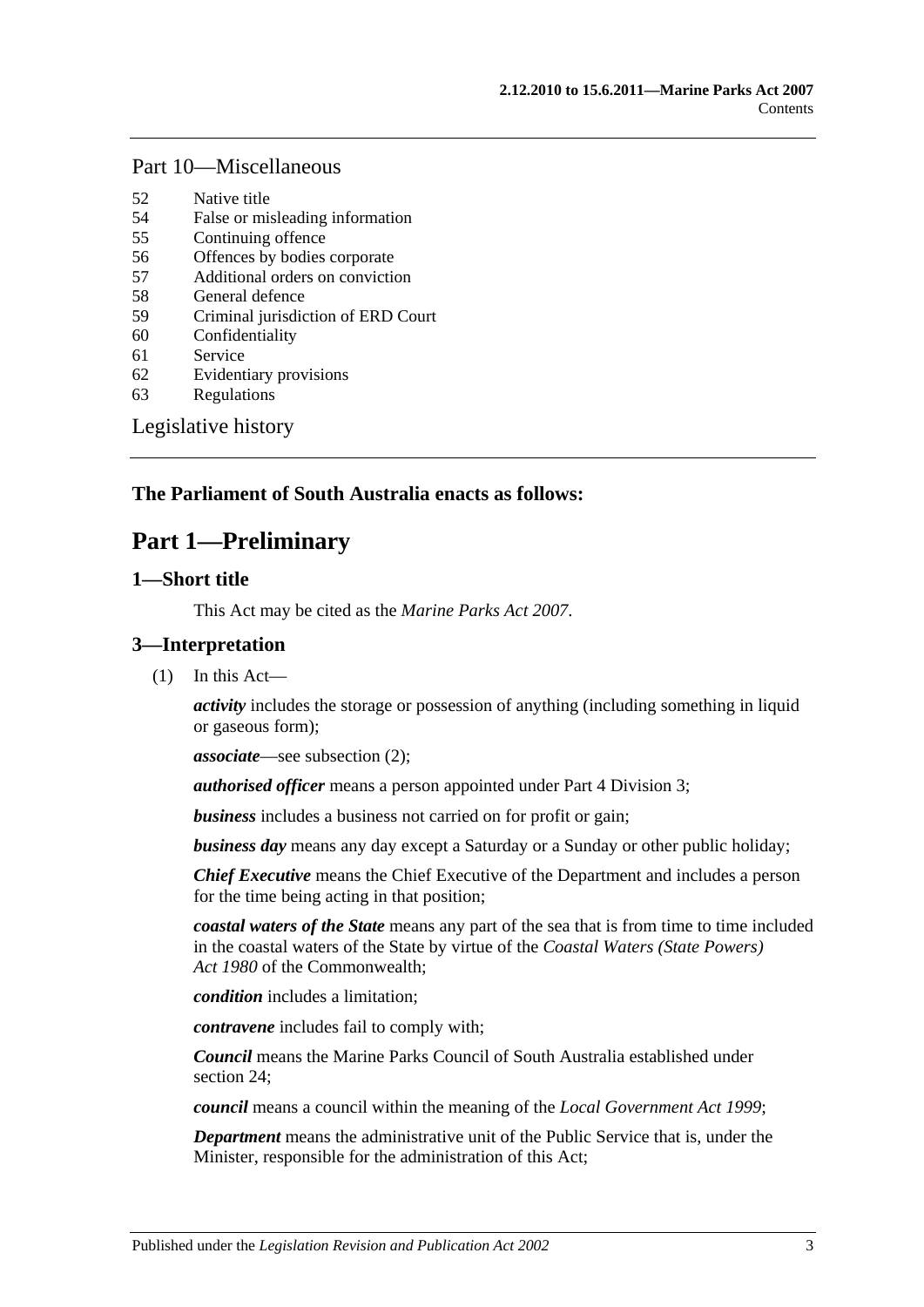## Part 10—Miscellaneous

52 Native title
54 False or misleading information
55 Continuing offence
56 Offences by bodies corporate
57 Additional orders on conviction
58 General defence
59 Criminal jurisdiction of ERD Court
60 Confidentiality
61 Service
62 Evidentiary provisions
63 Regulations

Legislative history

**The Parliament of South Australia enacts as follows:**

# Part 1—Preliminary

## 1—Short title

This Act may be cited as the *Marine Parks Act 2007*.

## 3—Interpretation

(1) In this Act—

***activity*** includes the storage or possession of anything (including something in liquid or gaseous form);

***associate***—see subsection (2);

***authorised officer*** means a person appointed under Part 4 Division 3;

***business*** includes a business not carried on for profit or gain;

***business day*** means any day except a Saturday or a Sunday or other public holiday;

***Chief Executive*** means the Chief Executive of the Department and includes a person for the time being acting in that position;

***coastal waters of the State*** means any part of the sea that is from time to time included in the coastal waters of the State by virtue of the *Coastal Waters (State Powers) Act 1980* of the Commonwealth;

***condition*** includes a limitation;

***contravene*** includes fail to comply with;

***Council*** means the Marine Parks Council of South Australia established under section 24;

***council*** means a council within the meaning of the *Local Government Act 1999*;

***Department*** means the administrative unit of the Public Service that is, under the Minister, responsible for the administration of this Act;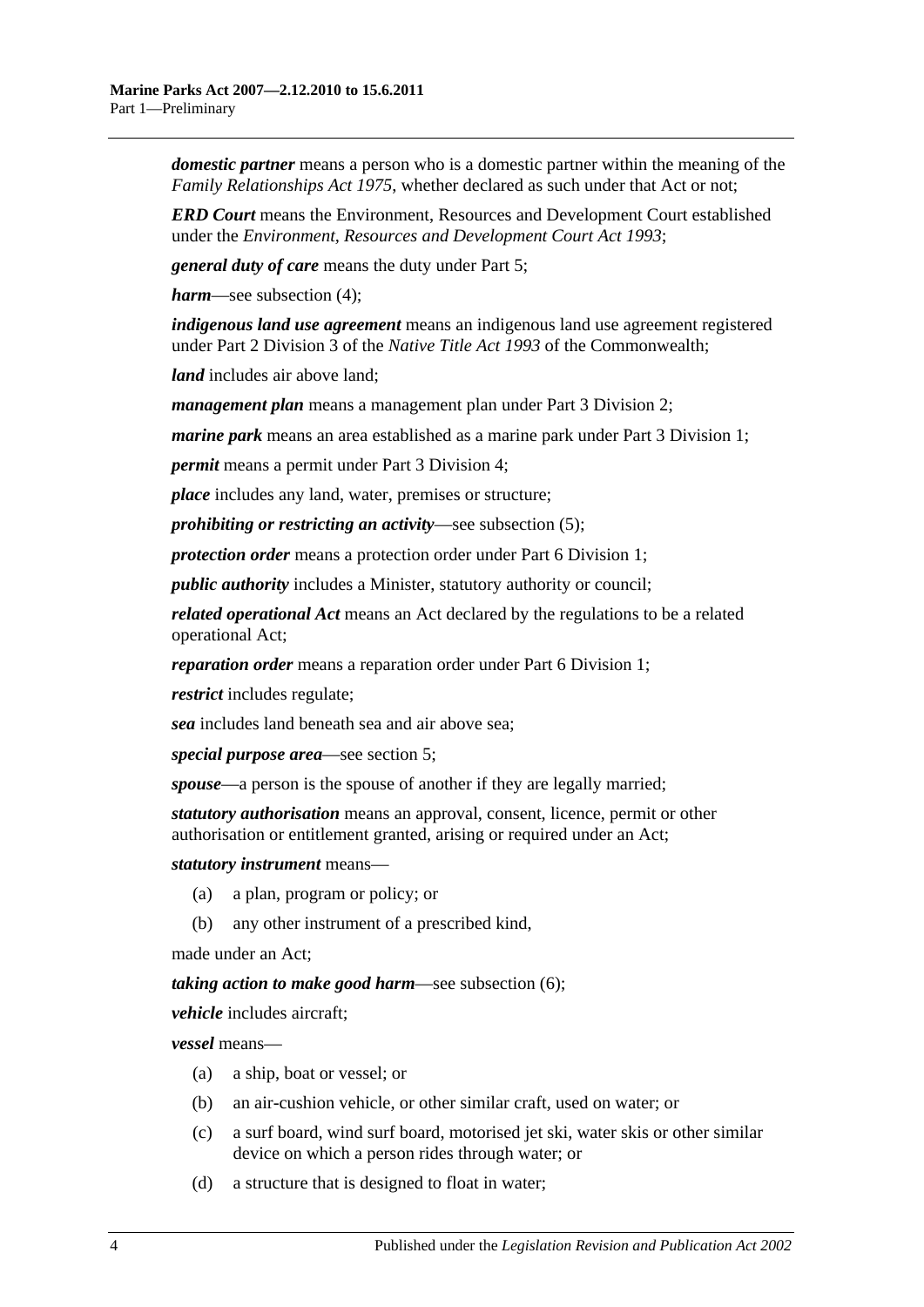***domestic partner*** means a person who is a domestic partner within the meaning of the *Family Relationships Act 1975*, whether declared as such under that Act or not;

***ERD Court*** means the Environment, Resources and Development Court established under the *Environment, Resources and Development Court Act 1993*;

***general duty of care*** means the duty under Part 5;

***harm***—see subsection (4);

***indigenous land use agreement*** means an indigenous land use agreement registered under Part 2 Division 3 of the *Native Title Act 1993* of the Commonwealth;

***land*** includes air above land;

***management plan*** means a management plan under Part 3 Division 2;

***marine park*** means an area established as a marine park under Part 3 Division 1;

***permit*** means a permit under Part 3 Division 4;

***place*** includes any land, water, premises or structure;

***prohibiting or restricting an activity***—see subsection (5);

***protection order*** means a protection order under Part 6 Division 1;

***public authority*** includes a Minister, statutory authority or council;

***related operational Act*** means an Act declared by the regulations to be a related operational Act;

***reparation order*** means a reparation order under Part 6 Division 1;

***restrict*** includes regulate;

***sea*** includes land beneath sea and air above sea;

***special purpose area***—see section 5;

***spouse***—a person is the spouse of another if they are legally married;

***statutory authorisation*** means an approval, consent, licence, permit or other authorisation or entitlement granted, arising or required under an Act;

***statutory instrument*** means—

(a) a plan, program or policy; or

(b) any other instrument of a prescribed kind,

made under an Act;

***taking action to make good harm***—see subsection (6);

***vehicle*** includes aircraft;

***vessel*** means—

(a) a ship, boat or vessel; or

(b) an air-cushion vehicle, or other similar craft, used on water; or

(c) a surf board, wind surf board, motorised jet ski, water skis or other similar device on which a person rides through water; or

(d) a structure that is designed to float in water;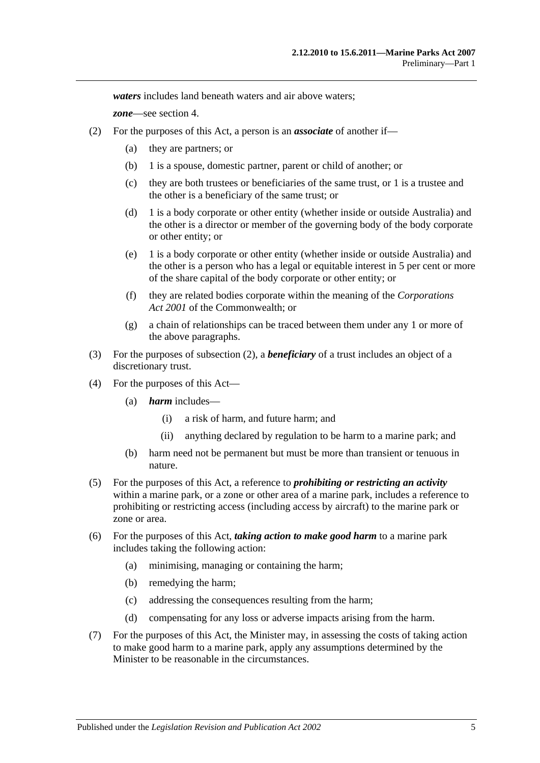***waters*** includes land beneath waters and air above waters;

***zone***—see section 4.

(2) For the purposes of this Act, a person is an ***associate*** of another if—

(a) they are partners; or

(b) 1 is a spouse, domestic partner, parent or child of another; or

(c) they are both trustees or beneficiaries of the same trust, or 1 is a trustee and the other is a beneficiary of the same trust; or

(d) 1 is a body corporate or other entity (whether inside or outside Australia) and the other is a director or member of the governing body of the body corporate or other entity; or

(e) 1 is a body corporate or other entity (whether inside or outside Australia) and the other is a person who has a legal or equitable interest in 5 per cent or more of the share capital of the body corporate or other entity; or

(f) they are related bodies corporate within the meaning of the *Corporations Act 2001* of the Commonwealth; or

(g) a chain of relationships can be traced between them under any 1 or more of the above paragraphs.

(3) For the purposes of subsection (2), a ***beneficiary*** of a trust includes an object of a discretionary trust.

(4) For the purposes of this Act—

(a) ***harm*** includes—

(i) a risk of harm, and future harm; and

(ii) anything declared by regulation to be harm to a marine park; and

(b) harm need not be permanent but must be more than transient or tenuous in nature.

(5) For the purposes of this Act, a reference to ***prohibiting or restricting an activity*** within a marine park, or a zone or other area of a marine park, includes a reference to prohibiting or restricting access (including access by aircraft) to the marine park or zone or area.

(6) For the purposes of this Act, ***taking action to make good harm*** to a marine park includes taking the following action:

(a) minimising, managing or containing the harm;

(b) remedying the harm;

(c) addressing the consequences resulting from the harm;

(d) compensating for any loss or adverse impacts arising from the harm.

(7) For the purposes of this Act, the Minister may, in assessing the costs of taking action to make good harm to a marine park, apply any assumptions determined by the Minister to be reasonable in the circumstances.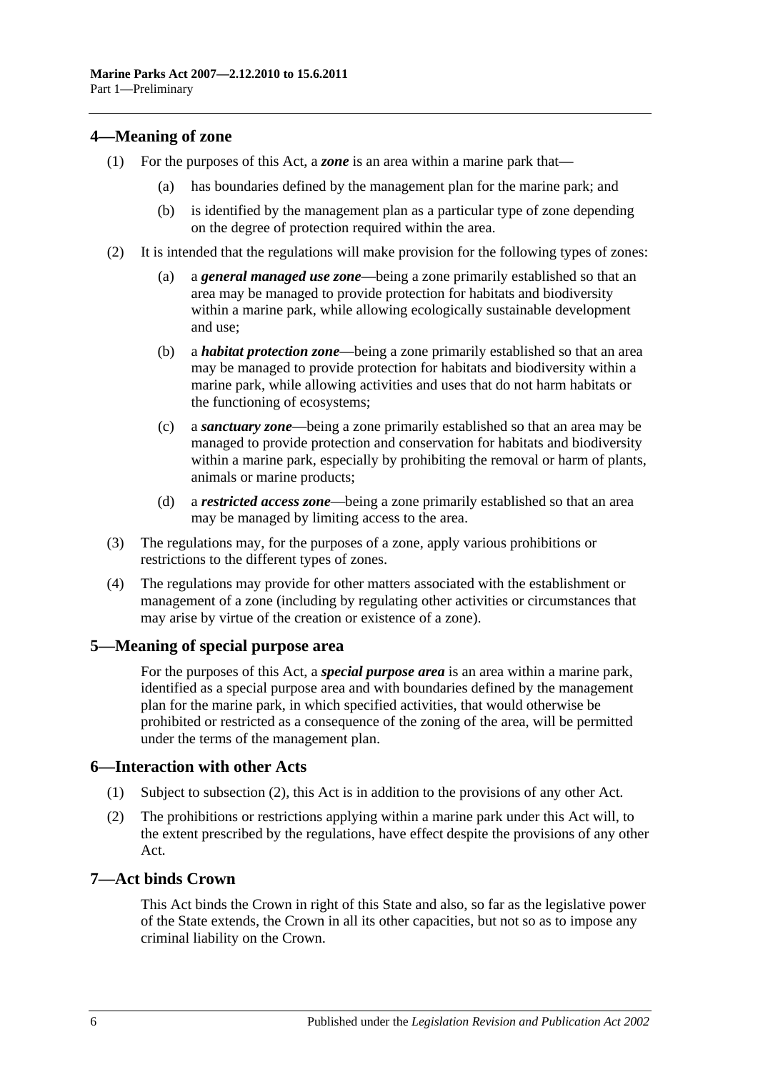## 4—Meaning of zone

(1) For the purposes of this Act, a ***zone*** is an area within a marine park that—

(a) has boundaries defined by the management plan for the marine park; and

(b) is identified by the management plan as a particular type of zone depending on the degree of protection required within the area.

(2) It is intended that the regulations will make provision for the following types of zones:

(a) a ***general managed use zone***—being a zone primarily established so that an area may be managed to provide protection for habitats and biodiversity within a marine park, while allowing ecologically sustainable development and use;

(b) a ***habitat protection zone***—being a zone primarily established so that an area may be managed to provide protection for habitats and biodiversity within a marine park, while allowing activities and uses that do not harm habitats or the functioning of ecosystems;

(c) a ***sanctuary zone***—being a zone primarily established so that an area may be managed to provide protection and conservation for habitats and biodiversity within a marine park, especially by prohibiting the removal or harm of plants, animals or marine products;

(d) a ***restricted access zone***—being a zone primarily established so that an area may be managed by limiting access to the area.

(3) The regulations may, for the purposes of a zone, apply various prohibitions or restrictions to the different types of zones.

(4) The regulations may provide for other matters associated with the establishment or management of a zone (including by regulating other activities or circumstances that may arise by virtue of the creation or existence of a zone).

## 5—Meaning of special purpose area

For the purposes of this Act, a ***special purpose area*** is an area within a marine park, identified as a special purpose area and with boundaries defined by the management plan for the marine park, in which specified activities, that would otherwise be prohibited or restricted as a consequence of the zoning of the area, will be permitted under the terms of the management plan.

## 6—Interaction with other Acts

(1) Subject to subsection (2), this Act is in addition to the provisions of any other Act.

(2) The prohibitions or restrictions applying within a marine park under this Act will, to the extent prescribed by the regulations, have effect despite the provisions of any other Act.

## 7—Act binds Crown

This Act binds the Crown in right of this State and also, so far as the legislative power of the State extends, the Crown in all its other capacities, but not so as to impose any criminal liability on the Crown.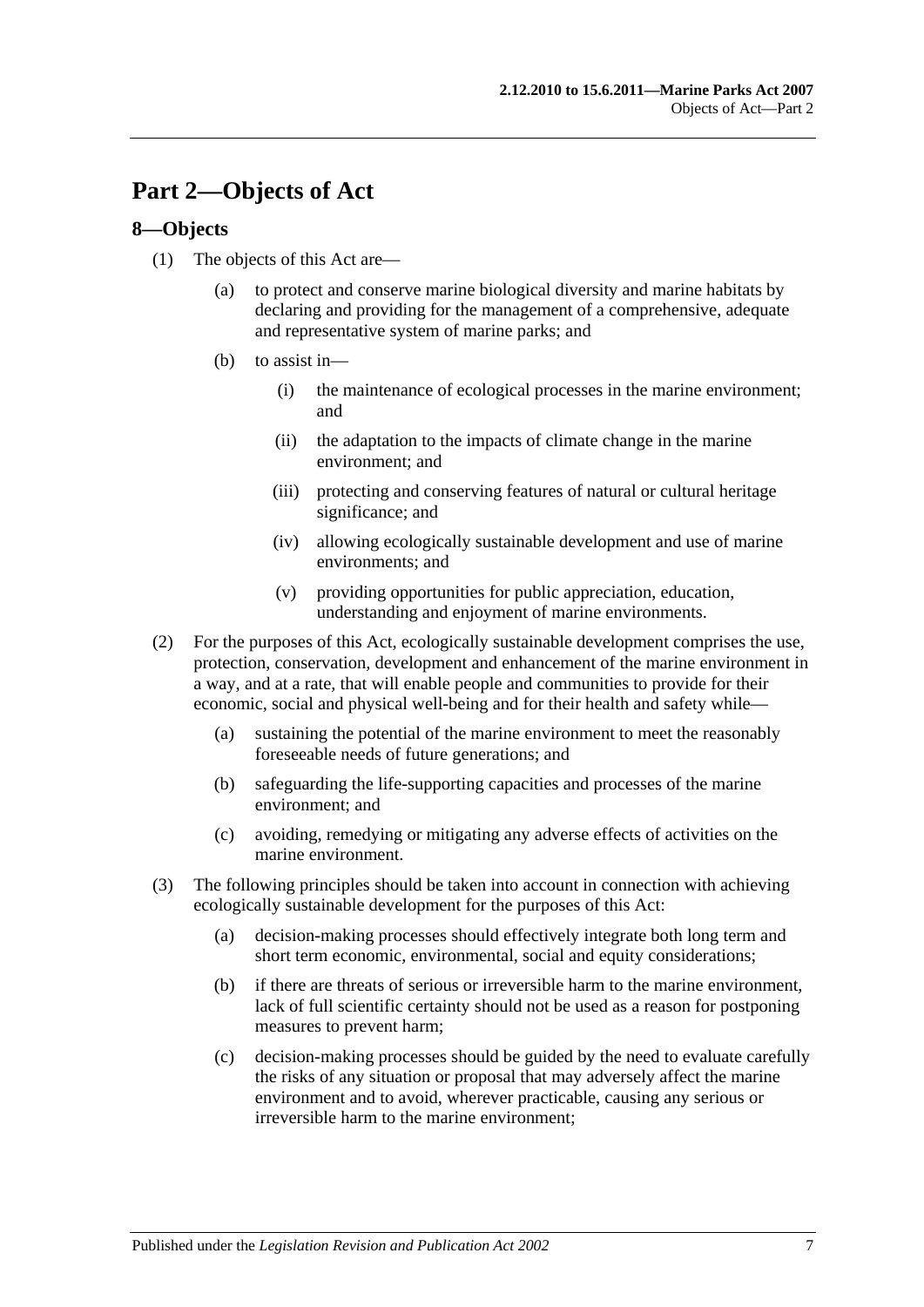# Part 2—Objects of Act

## 8—Objects

(1) The objects of this Act are—

   (a) to protect and conserve marine biological diversity and marine habitats by declaring and providing for the management of a comprehensive, adequate and representative system of marine parks; and

   (b) to assist in—

      (i) the maintenance of ecological processes in the marine environment; and

      (ii) the adaptation to the impacts of climate change in the marine environment; and

      (iii) protecting and conserving features of natural or cultural heritage significance; and

      (iv) allowing ecologically sustainable development and use of marine environments; and

      (v) providing opportunities for public appreciation, education, understanding and enjoyment of marine environments.

(2) For the purposes of this Act, ecologically sustainable development comprises the use, protection, conservation, development and enhancement of the marine environment in a way, and at a rate, that will enable people and communities to provide for their economic, social and physical well-being and for their health and safety while—

   (a) sustaining the potential of the marine environment to meet the reasonably foreseeable needs of future generations; and

   (b) safeguarding the life-supporting capacities and processes of the marine environment; and

   (c) avoiding, remedying or mitigating any adverse effects of activities on the marine environment.

(3) The following principles should be taken into account in connection with achieving ecologically sustainable development for the purposes of this Act:

   (a) decision-making processes should effectively integrate both long term and short term economic, environmental, social and equity considerations;

   (b) if there are threats of serious or irreversible harm to the marine environment, lack of full scientific certainty should not be used as a reason for postponing measures to prevent harm;

   (c) decision-making processes should be guided by the need to evaluate carefully the risks of any situation or proposal that may adversely affect the marine environment and to avoid, wherever practicable, causing any serious or irreversible harm to the marine environment;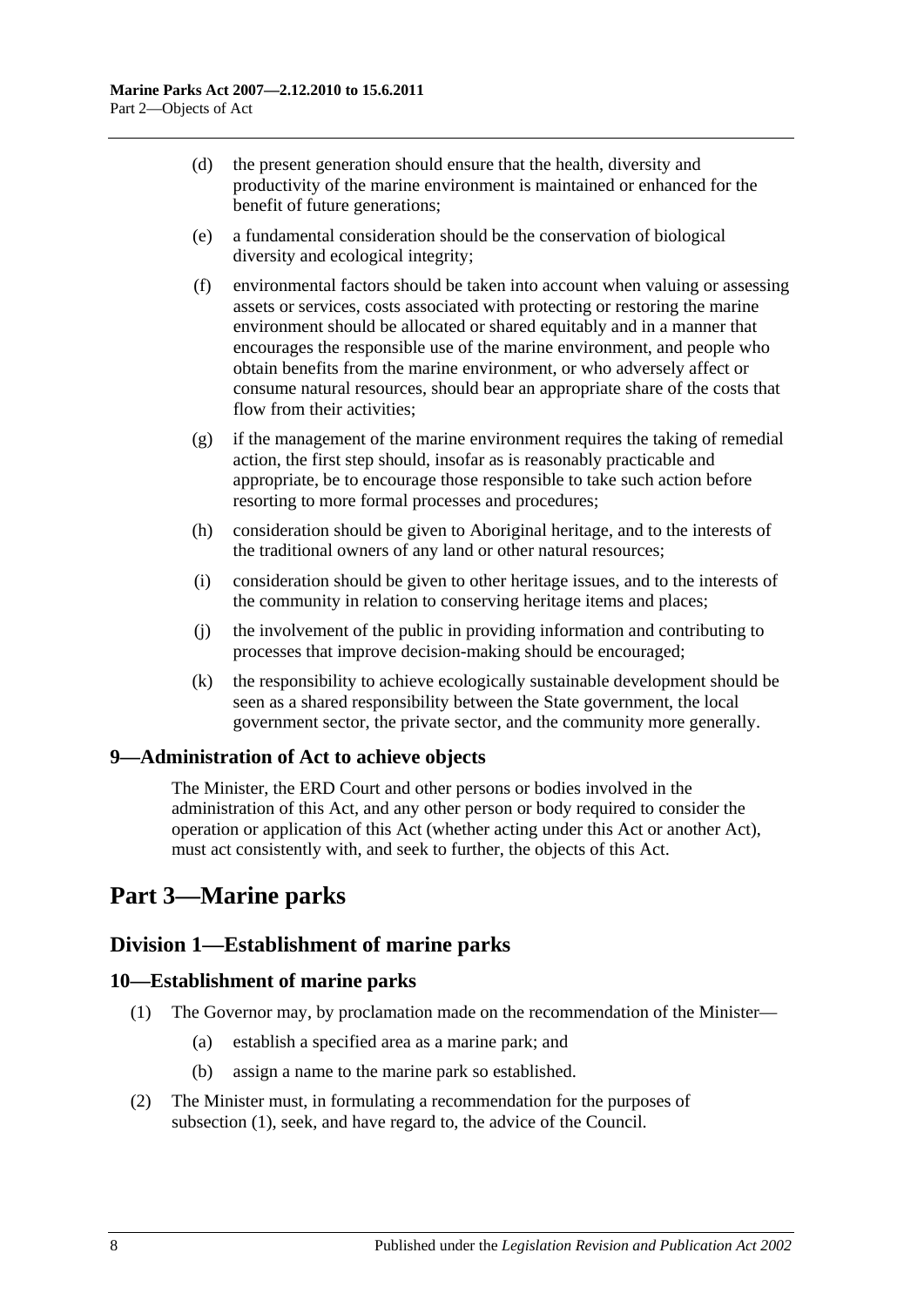(d) the present generation should ensure that the health, diversity and productivity of the marine environment is maintained or enhanced for the benefit of future generations;

(e) a fundamental consideration should be the conservation of biological diversity and ecological integrity;

(f) environmental factors should be taken into account when valuing or assessing assets or services, costs associated with protecting or restoring the marine environment should be allocated or shared equitably and in a manner that encourages the responsible use of the marine environment, and people who obtain benefits from the marine environment, or who adversely affect or consume natural resources, should bear an appropriate share of the costs that flow from their activities;

(g) if the management of the marine environment requires the taking of remedial action, the first step should, insofar as is reasonably practicable and appropriate, be to encourage those responsible to take such action before resorting to more formal processes and procedures;

(h) consideration should be given to Aboriginal heritage, and to the interests of the traditional owners of any land or other natural resources;

(i) consideration should be given to other heritage issues, and to the interests of the community in relation to conserving heritage items and places;

(j) the involvement of the public in providing information and contributing to processes that improve decision-making should be encouraged;

(k) the responsibility to achieve ecologically sustainable development should be seen as a shared responsibility between the State government, the local government sector, the private sector, and the community more generally.

### 9—Administration of Act to achieve objects

The Minister, the ERD Court and other persons or bodies involved in the administration of this Act, and any other person or body required to consider the operation or application of this Act (whether acting under this Act or another Act), must act consistently with, and seek to further, the objects of this Act.

# Part 3—Marine parks

## Division 1—Establishment of marine parks

### 10—Establishment of marine parks

(1) The Governor may, by proclamation made on the recommendation of the Minister—

(a) establish a specified area as a marine park; and

(b) assign a name to the marine park so established.

(2) The Minister must, in formulating a recommendation for the purposes of subsection (1), seek, and have regard to, the advice of the Council.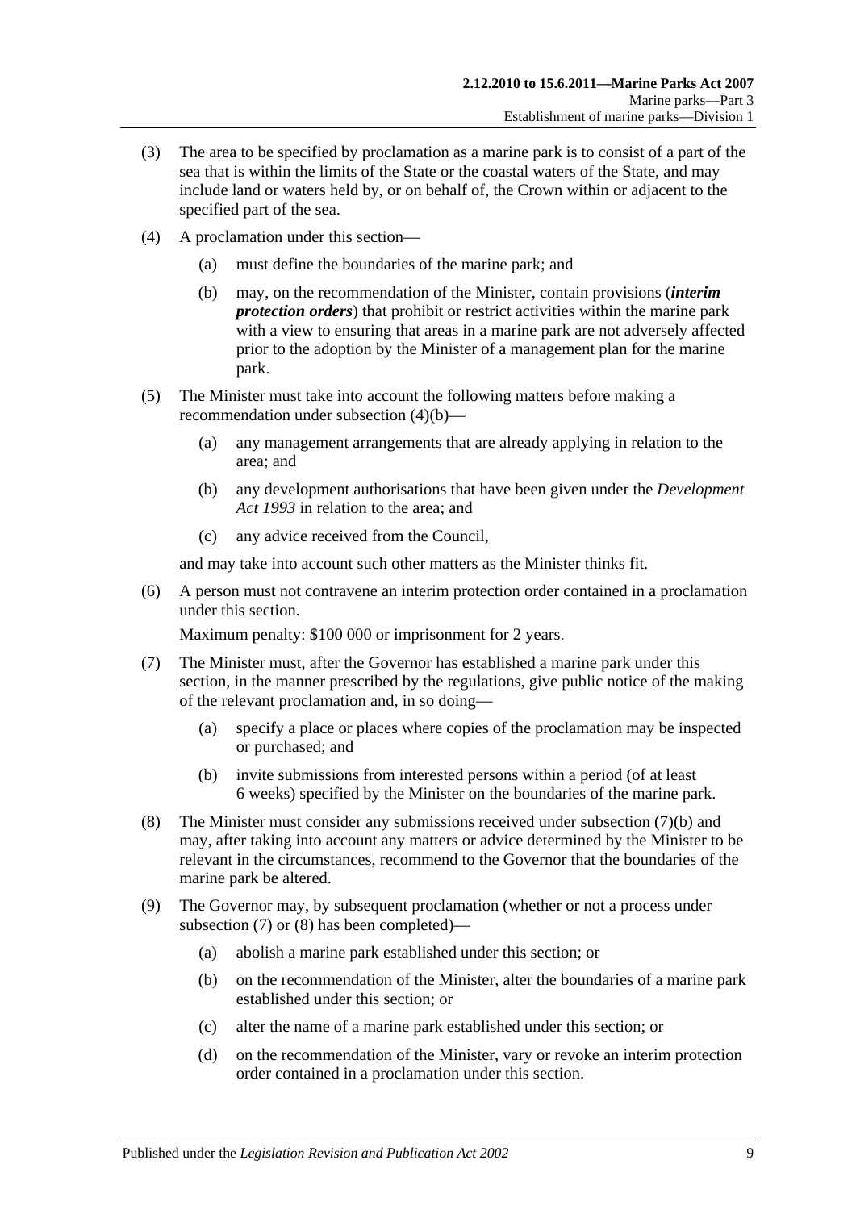(3) The area to be specified by proclamation as a marine park is to consist of a part of the sea that is within the limits of the State or the coastal waters of the State, and may include land or waters held by, or on behalf of, the Crown within or adjacent to the specified part of the sea.

(4) A proclamation under this section—

(a) must define the boundaries of the marine park; and

(b) may, on the recommendation of the Minister, contain provisions (***interim protection orders***) that prohibit or restrict activities within the marine park with a view to ensuring that areas in a marine park are not adversely affected prior to the adoption by the Minister of a management plan for the marine park.

(5) The Minister must take into account the following matters before making a recommendation under subsection (4)(b)—

(a) any management arrangements that are already applying in relation to the area; and

(b) any development authorisations that have been given under the *Development Act 1993* in relation to the area; and

(c) any advice received from the Council,

and may take into account such other matters as the Minister thinks fit.

(6) A person must not contravene an interim protection order contained in a proclamation under this section.

Maximum penalty: $100 000 or imprisonment for 2 years.

(7) The Minister must, after the Governor has established a marine park under this section, in the manner prescribed by the regulations, give public notice of the making of the relevant proclamation and, in so doing—

(a) specify a place or places where copies of the proclamation may be inspected or purchased; and

(b) invite submissions from interested persons within a period (of at least 6 weeks) specified by the Minister on the boundaries of the marine park.

(8) The Minister must consider any submissions received under subsection (7)(b) and may, after taking into account any matters or advice determined by the Minister to be relevant in the circumstances, recommend to the Governor that the boundaries of the marine park be altered.

(9) The Governor may, by subsequent proclamation (whether or not a process under subsection (7) or (8) has been completed)—

(a) abolish a marine park established under this section; or

(b) on the recommendation of the Minister, alter the boundaries of a marine park established under this section; or

(c) alter the name of a marine park established under this section; or

(d) on the recommendation of the Minister, vary or revoke an interim protection order contained in a proclamation under this section.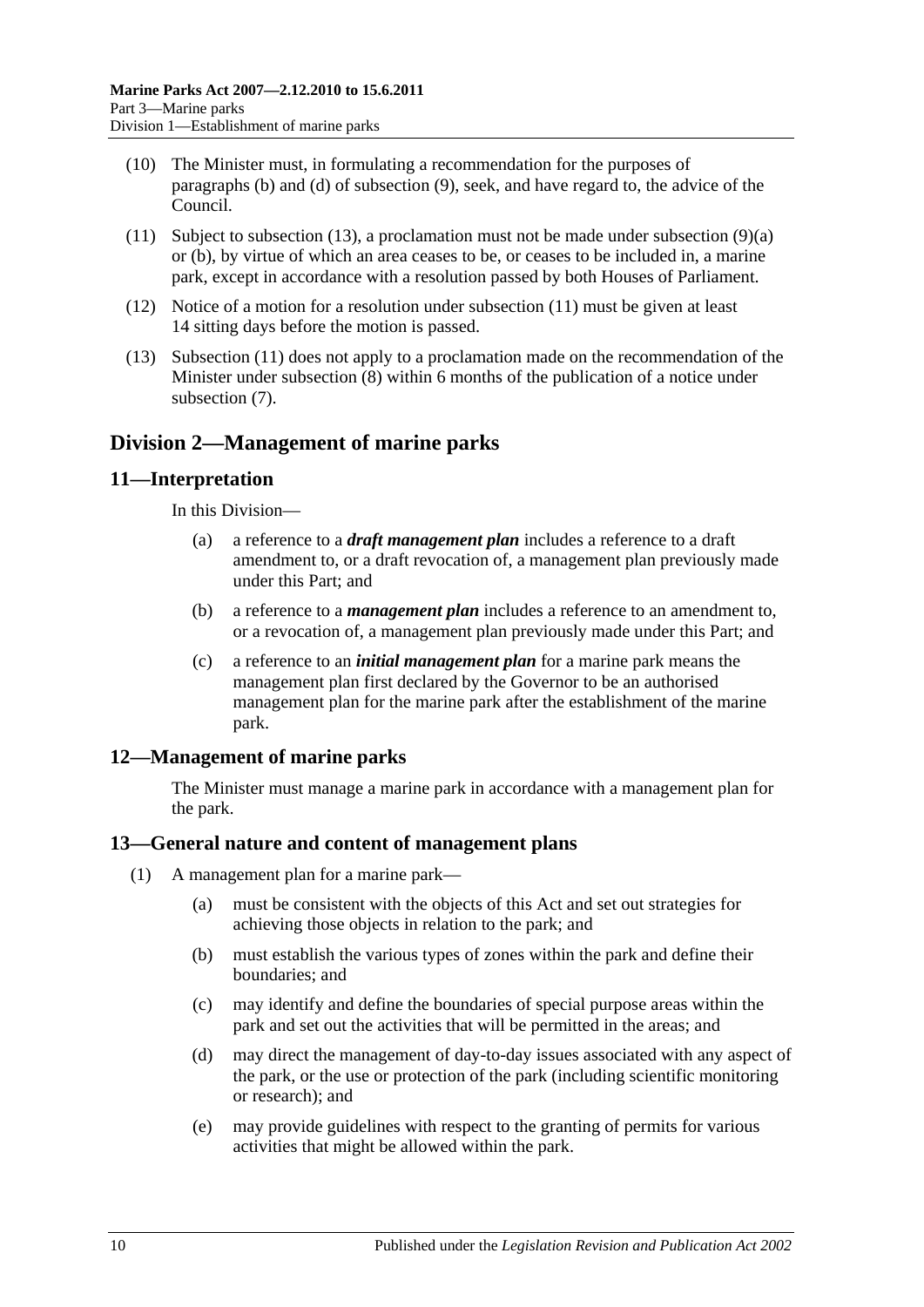(10) The Minister must, in formulating a recommendation for the purposes of paragraphs (b) and (d) of subsection (9), seek, and have regard to, the advice of the Council.

(11) Subject to subsection (13), a proclamation must not be made under subsection (9)(a) or (b), by virtue of which an area ceases to be, or ceases to be included in, a marine park, except in accordance with a resolution passed by both Houses of Parliament.

(12) Notice of a motion for a resolution under subsection (11) must be given at least 14 sitting days before the motion is passed.

(13) Subsection (11) does not apply to a proclamation made on the recommendation of the Minister under subsection (8) within 6 months of the publication of a notice under subsection (7).

## Division 2—Management of marine parks

### 11—Interpretation

In this Division—

(a) a reference to a ***draft management plan*** includes a reference to a draft amendment to, or a draft revocation of, a management plan previously made under this Part; and

(b) a reference to a ***management plan*** includes a reference to an amendment to, or a revocation of, a management plan previously made under this Part; and

(c) a reference to an ***initial management plan*** for a marine park means the management plan first declared by the Governor to be an authorised management plan for the marine park after the establishment of the marine park.

### 12—Management of marine parks

The Minister must manage a marine park in accordance with a management plan for the park.

### 13—General nature and content of management plans

(1) A management plan for a marine park—

(a) must be consistent with the objects of this Act and set out strategies for achieving those objects in relation to the park; and

(b) must establish the various types of zones within the park and define their boundaries; and

(c) may identify and define the boundaries of special purpose areas within the park and set out the activities that will be permitted in the areas; and

(d) may direct the management of day-to-day issues associated with any aspect of the park, or the use or protection of the park (including scientific monitoring or research); and

(e) may provide guidelines with respect to the granting of permits for various activities that might be allowed within the park.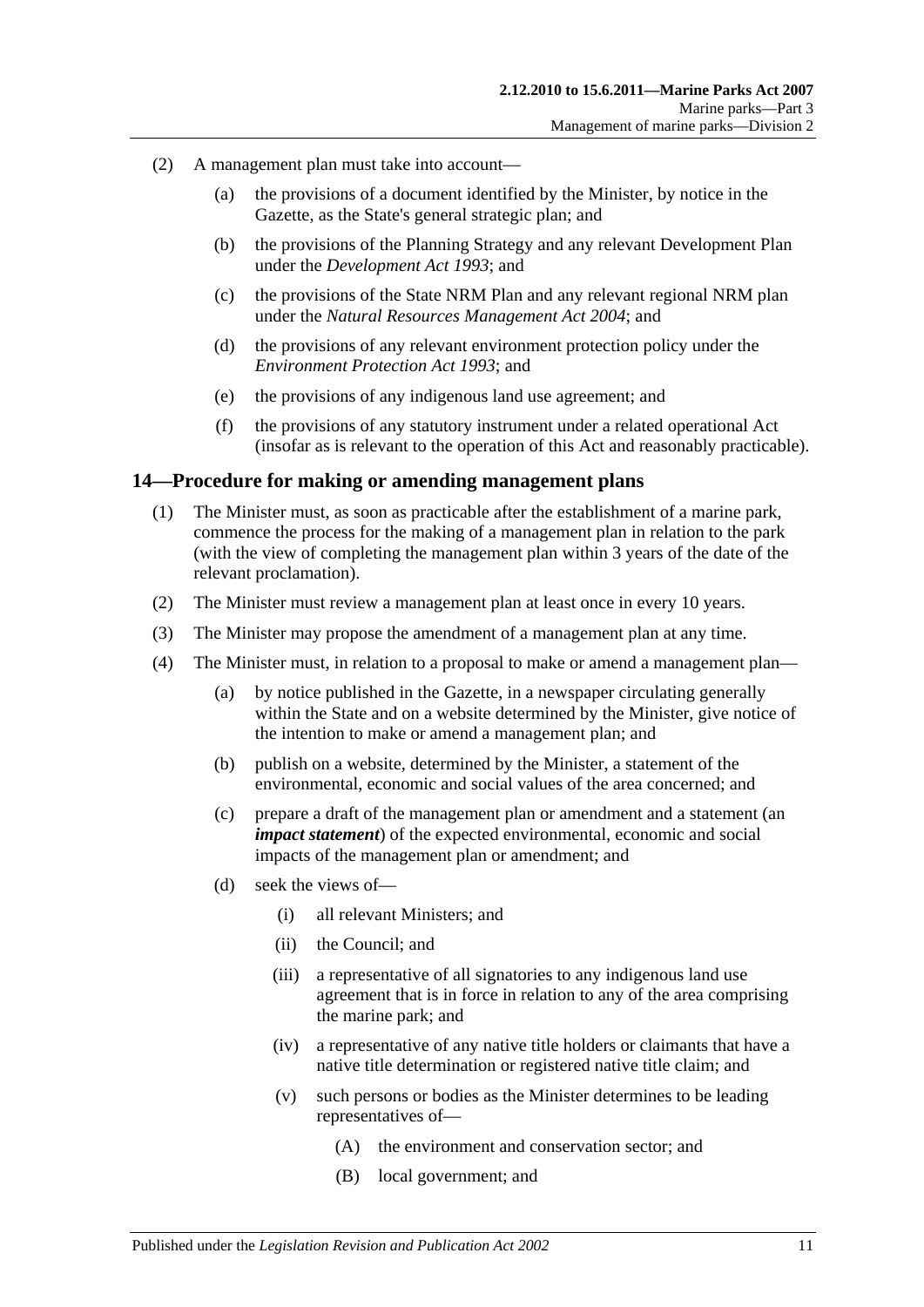(2) A management plan must take into account—

(a) the provisions of a document identified by the Minister, by notice in the Gazette, as the State's general strategic plan; and

(b) the provisions of the Planning Strategy and any relevant Development Plan under the *Development Act 1993*; and

(c) the provisions of the State NRM Plan and any relevant regional NRM plan under the *Natural Resources Management Act 2004*; and

(d) the provisions of any relevant environment protection policy under the *Environment Protection Act 1993*; and

(e) the provisions of any indigenous land use agreement; and

(f) the provisions of any statutory instrument under a related operational Act (insofar as is relevant to the operation of this Act and reasonably practicable).

## 14—Procedure for making or amending management plans

(1) The Minister must, as soon as practicable after the establishment of a marine park, commence the process for the making of a management plan in relation to the park (with the view of completing the management plan within 3 years of the date of the relevant proclamation).

(2) The Minister must review a management plan at least once in every 10 years.

(3) The Minister may propose the amendment of a management plan at any time.

(4) The Minister must, in relation to a proposal to make or amend a management plan—

(a) by notice published in the Gazette, in a newspaper circulating generally within the State and on a website determined by the Minister, give notice of the intention to make or amend a management plan; and

(b) publish on a website, determined by the Minister, a statement of the environmental, economic and social values of the area concerned; and

(c) prepare a draft of the management plan or amendment and a statement (an ***impact statement***) of the expected environmental, economic and social impacts of the management plan or amendment; and

(d) seek the views of—

(i) all relevant Ministers; and

(ii) the Council; and

(iii) a representative of all signatories to any indigenous land use agreement that is in force in relation to any of the area comprising the marine park; and

(iv) a representative of any native title holders or claimants that have a native title determination or registered native title claim; and

(v) such persons or bodies as the Minister determines to be leading representatives of—

(A) the environment and conservation sector; and

(B) local government; and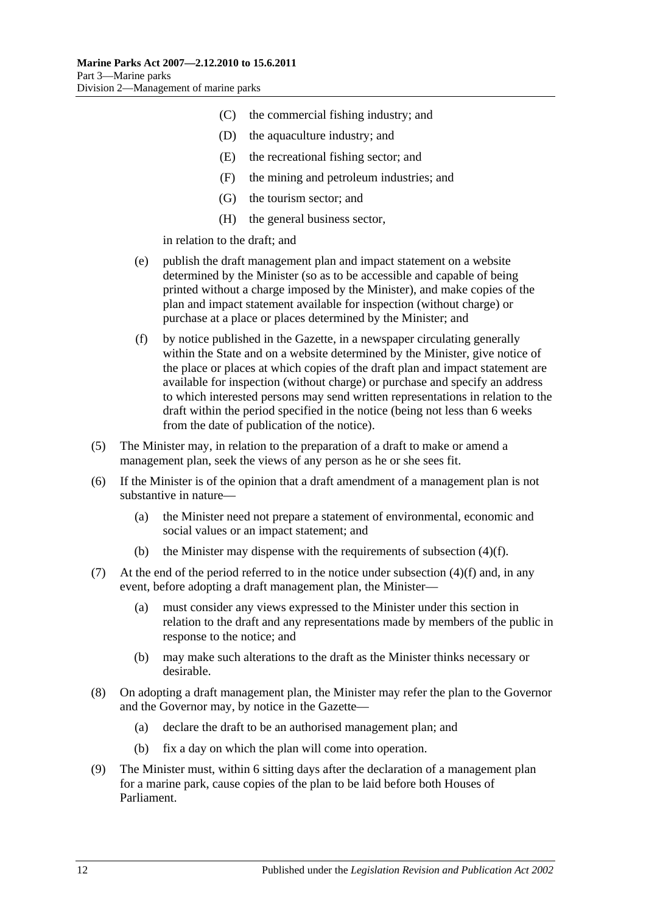(C) the commercial fishing industry; and

(D) the aquaculture industry; and

(E) the recreational fishing sector; and

(F) the mining and petroleum industries; and

(G) the tourism sector; and

(H) the general business sector,

in relation to the draft; and

(e) publish the draft management plan and impact statement on a website determined by the Minister (so as to be accessible and capable of being printed without a charge imposed by the Minister), and make copies of the plan and impact statement available for inspection (without charge) or purchase at a place or places determined by the Minister; and

(f) by notice published in the Gazette, in a newspaper circulating generally within the State and on a website determined by the Minister, give notice of the place or places at which copies of the draft plan and impact statement are available for inspection (without charge) or purchase and specify an address to which interested persons may send written representations in relation to the draft within the period specified in the notice (being not less than 6 weeks from the date of publication of the notice).

(5) The Minister may, in relation to the preparation of a draft to make or amend a management plan, seek the views of any person as he or she sees fit.

(6) If the Minister is of the opinion that a draft amendment of a management plan is not substantive in nature—

(a) the Minister need not prepare a statement of environmental, economic and social values or an impact statement; and

(b) the Minister may dispense with the requirements of subsection (4)(f).

(7) At the end of the period referred to in the notice under subsection (4)(f) and, in any event, before adopting a draft management plan, the Minister—

(a) must consider any views expressed to the Minister under this section in relation to the draft and any representations made by members of the public in response to the notice; and

(b) may make such alterations to the draft as the Minister thinks necessary or desirable.

(8) On adopting a draft management plan, the Minister may refer the plan to the Governor and the Governor may, by notice in the Gazette—

(a) declare the draft to be an authorised management plan; and

(b) fix a day on which the plan will come into operation.

(9) The Minister must, within 6 sitting days after the declaration of a management plan for a marine park, cause copies of the plan to be laid before both Houses of Parliament.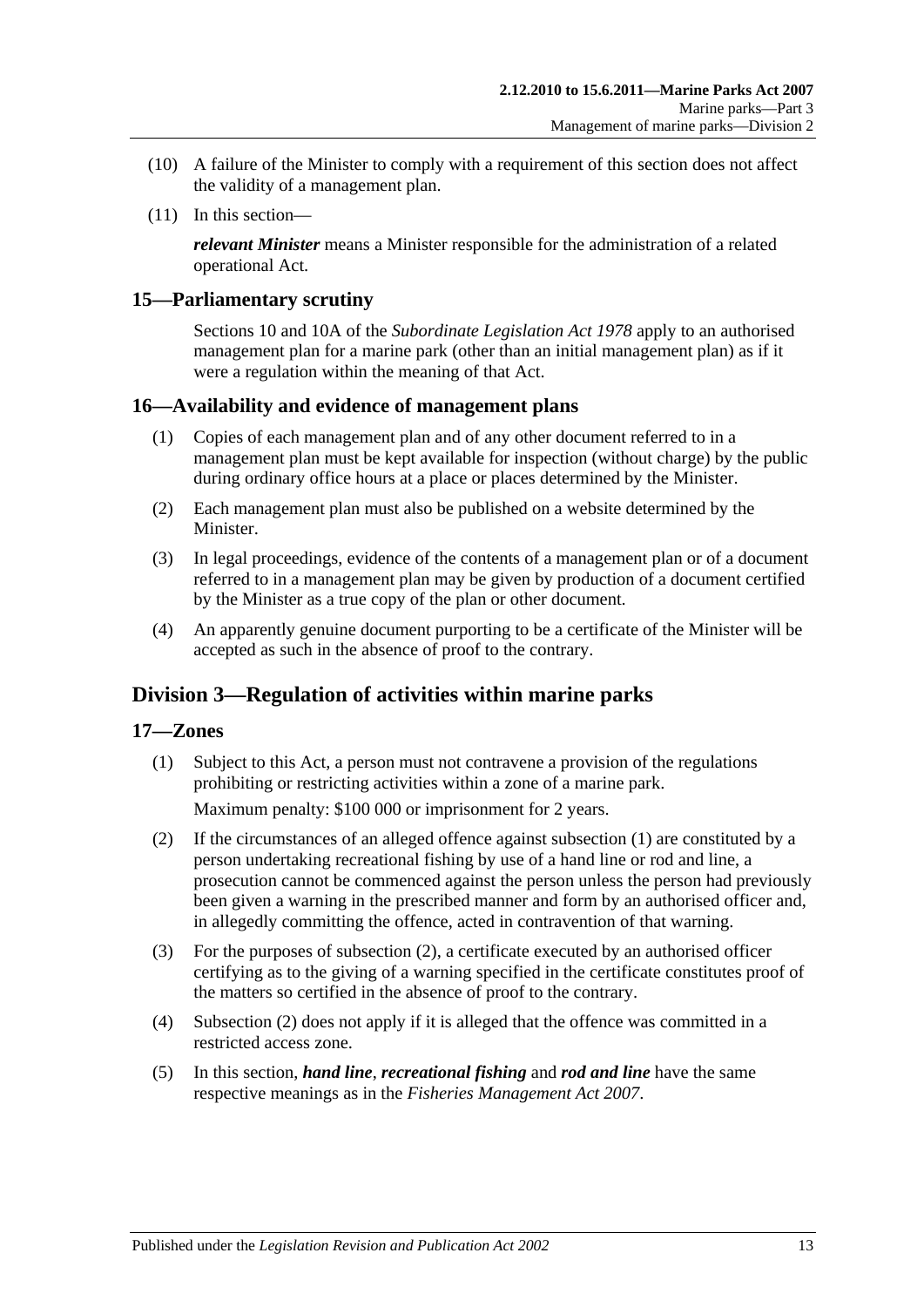(10) A failure of the Minister to comply with a requirement of this section does not affect the validity of a management plan.

(11) In this section—

***relevant Minister*** means a Minister responsible for the administration of a related operational Act.

## 15—Parliamentary scrutiny

Sections 10 and 10A of the *Subordinate Legislation Act 1978* apply to an authorised management plan for a marine park (other than an initial management plan) as if it were a regulation within the meaning of that Act.

## 16—Availability and evidence of management plans

(1) Copies of each management plan and of any other document referred to in a management plan must be kept available for inspection (without charge) by the public during ordinary office hours at a place or places determined by the Minister.

(2) Each management plan must also be published on a website determined by the Minister.

(3) In legal proceedings, evidence of the contents of a management plan or of a document referred to in a management plan may be given by production of a document certified by the Minister as a true copy of the plan or other document.

(4) An apparently genuine document purporting to be a certificate of the Minister will be accepted as such in the absence of proof to the contrary.

# Division 3—Regulation of activities within marine parks

## 17—Zones

(1) Subject to this Act, a person must not contravene a provision of the regulations prohibiting or restricting activities within a zone of a marine park.

Maximum penalty: $100 000 or imprisonment for 2 years.

(2) If the circumstances of an alleged offence against subsection (1) are constituted by a person undertaking recreational fishing by use of a hand line or rod and line, a prosecution cannot be commenced against the person unless the person had previously been given a warning in the prescribed manner and form by an authorised officer and, in allegedly committing the offence, acted in contravention of that warning.

(3) For the purposes of subsection (2), a certificate executed by an authorised officer certifying as to the giving of a warning specified in the certificate constitutes proof of the matters so certified in the absence of proof to the contrary.

(4) Subsection (2) does not apply if it is alleged that the offence was committed in a restricted access zone.

(5) In this section, ***hand line***, ***recreational fishing*** and ***rod and line*** have the same respective meanings as in the *Fisheries Management Act 2007*.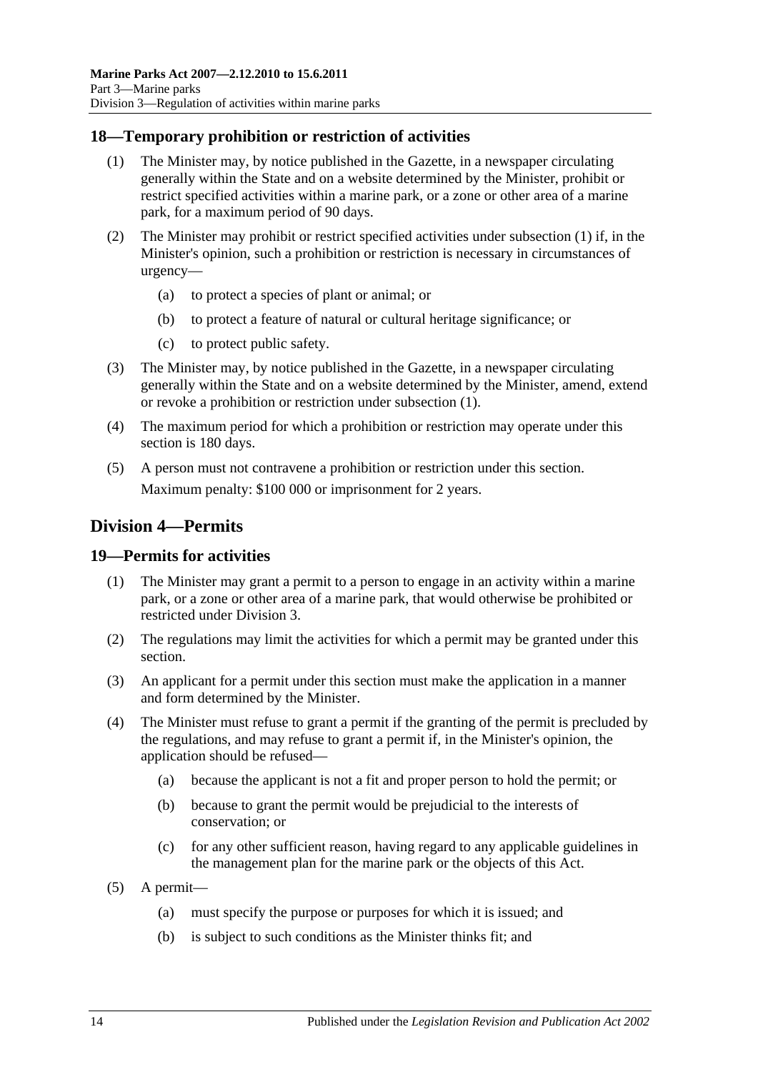## 18—Temporary prohibition or restriction of activities

(1) The Minister may, by notice published in the Gazette, in a newspaper circulating generally within the State and on a website determined by the Minister, prohibit or restrict specified activities within a marine park, or a zone or other area of a marine park, for a maximum period of 90 days.

(2) The Minister may prohibit or restrict specified activities under subsection (1) if, in the Minister's opinion, such a prohibition or restriction is necessary in circumstances of urgency—

  (a) to protect a species of plant or animal; or

  (b) to protect a feature of natural or cultural heritage significance; or

  (c) to protect public safety.

(3) The Minister may, by notice published in the Gazette, in a newspaper circulating generally within the State and on a website determined by the Minister, amend, extend or revoke a prohibition or restriction under subsection (1).

(4) The maximum period for which a prohibition or restriction may operate under this section is 180 days.

(5) A person must not contravene a prohibition or restriction under this section.

Maximum penalty: $100 000 or imprisonment for 2 years.

# Division 4—Permits

## 19—Permits for activities

(1) The Minister may grant a permit to a person to engage in an activity within a marine park, or a zone or other area of a marine park, that would otherwise be prohibited or restricted under Division 3.

(2) The regulations may limit the activities for which a permit may be granted under this section.

(3) An applicant for a permit under this section must make the application in a manner and form determined by the Minister.

(4) The Minister must refuse to grant a permit if the granting of the permit is precluded by the regulations, and may refuse to grant a permit if, in the Minister's opinion, the application should be refused—

  (a) because the applicant is not a fit and proper person to hold the permit; or

  (b) because to grant the permit would be prejudicial to the interests of conservation; or

  (c) for any other sufficient reason, having regard to any applicable guidelines in the management plan for the marine park or the objects of this Act.

(5) A permit—

  (a) must specify the purpose or purposes for which it is issued; and

  (b) is subject to such conditions as the Minister thinks fit; and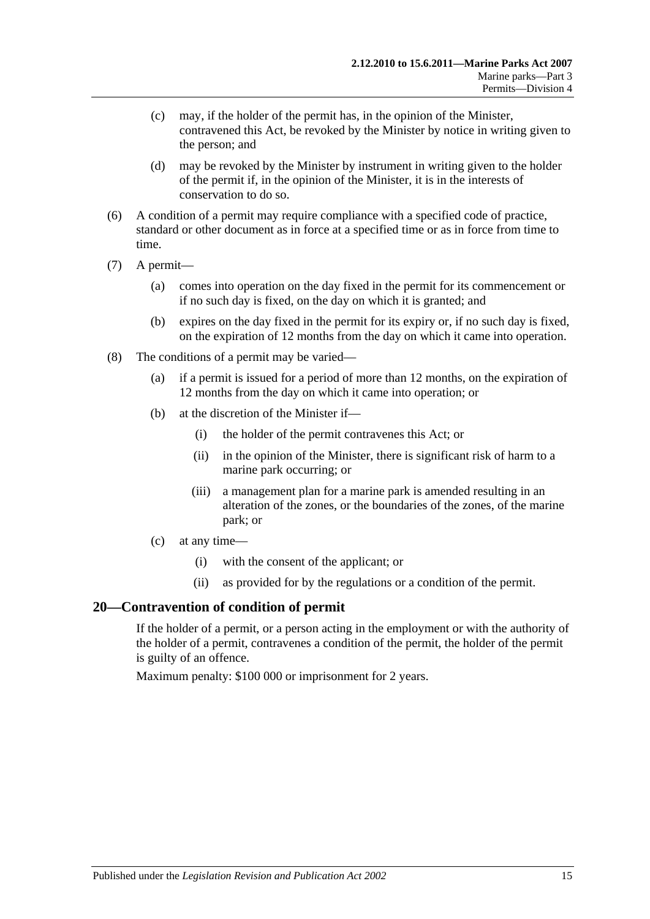(c) may, if the holder of the permit has, in the opinion of the Minister, contravened this Act, be revoked by the Minister by notice in writing given to the person; and

(d) may be revoked by the Minister by instrument in writing given to the holder of the permit if, in the opinion of the Minister, it is in the interests of conservation to do so.

(6) A condition of a permit may require compliance with a specified code of practice, standard or other document as in force at a specified time or as in force from time to time.

(7) A permit—

(a) comes into operation on the day fixed in the permit for its commencement or if no such day is fixed, on the day on which it is granted; and

(b) expires on the day fixed in the permit for its expiry or, if no such day is fixed, on the expiration of 12 months from the day on which it came into operation.

(8) The conditions of a permit may be varied—

(a) if a permit is issued for a period of more than 12 months, on the expiration of 12 months from the day on which it came into operation; or

(b) at the discretion of the Minister if—

(i) the holder of the permit contravenes this Act; or

(ii) in the opinion of the Minister, there is significant risk of harm to a marine park occurring; or

(iii) a management plan for a marine park is amended resulting in an alteration of the zones, or the boundaries of the zones, of the marine park; or

(c) at any time—

(i) with the consent of the applicant; or

(ii) as provided for by the regulations or a condition of the permit.

## 20—Contravention of condition of permit

If the holder of a permit, or a person acting in the employment or with the authority of the holder of a permit, contravenes a condition of the permit, the holder of the permit is guilty of an offence.

Maximum penalty: $100 000 or imprisonment for 2 years.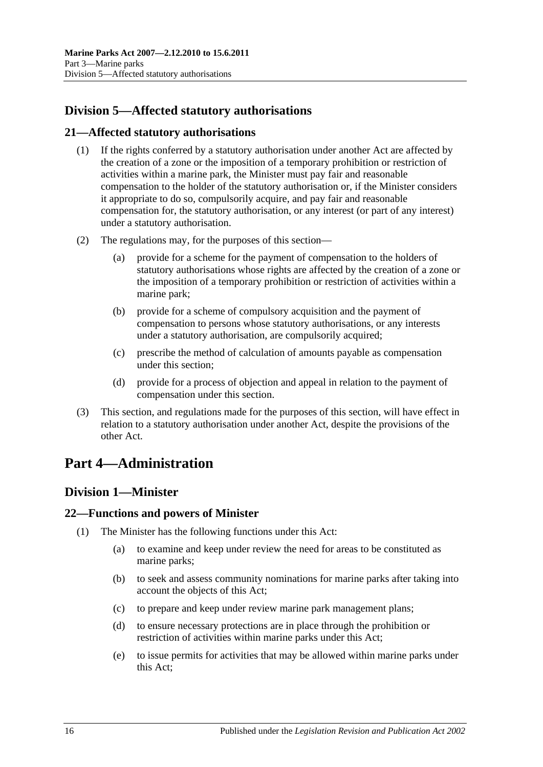## Division 5—Affected statutory authorisations

### 21—Affected statutory authorisations

(1) If the rights conferred by a statutory authorisation under another Act are affected by the creation of a zone or the imposition of a temporary prohibition or restriction of activities within a marine park, the Minister must pay fair and reasonable compensation to the holder of the statutory authorisation or, if the Minister considers it appropriate to do so, compulsorily acquire, and pay fair and reasonable compensation for, the statutory authorisation, or any interest (or part of any interest) under a statutory authorisation.

(2) The regulations may, for the purposes of this section—

(a) provide for a scheme for the payment of compensation to the holders of statutory authorisations whose rights are affected by the creation of a zone or the imposition of a temporary prohibition or restriction of activities within a marine park;

(b) provide for a scheme of compulsory acquisition and the payment of compensation to persons whose statutory authorisations, or any interests under a statutory authorisation, are compulsorily acquired;

(c) prescribe the method of calculation of amounts payable as compensation under this section;

(d) provide for a process of objection and appeal in relation to the payment of compensation under this section.

(3) This section, and regulations made for the purposes of this section, will have effect in relation to a statutory authorisation under another Act, despite the provisions of the other Act.

# Part 4—Administration

## Division 1—Minister

### 22—Functions and powers of Minister

(1) The Minister has the following functions under this Act:

(a) to examine and keep under review the need for areas to be constituted as marine parks;

(b) to seek and assess community nominations for marine parks after taking into account the objects of this Act;

(c) to prepare and keep under review marine park management plans;

(d) to ensure necessary protections are in place through the prohibition or restriction of activities within marine parks under this Act;

(e) to issue permits for activities that may be allowed within marine parks under this Act;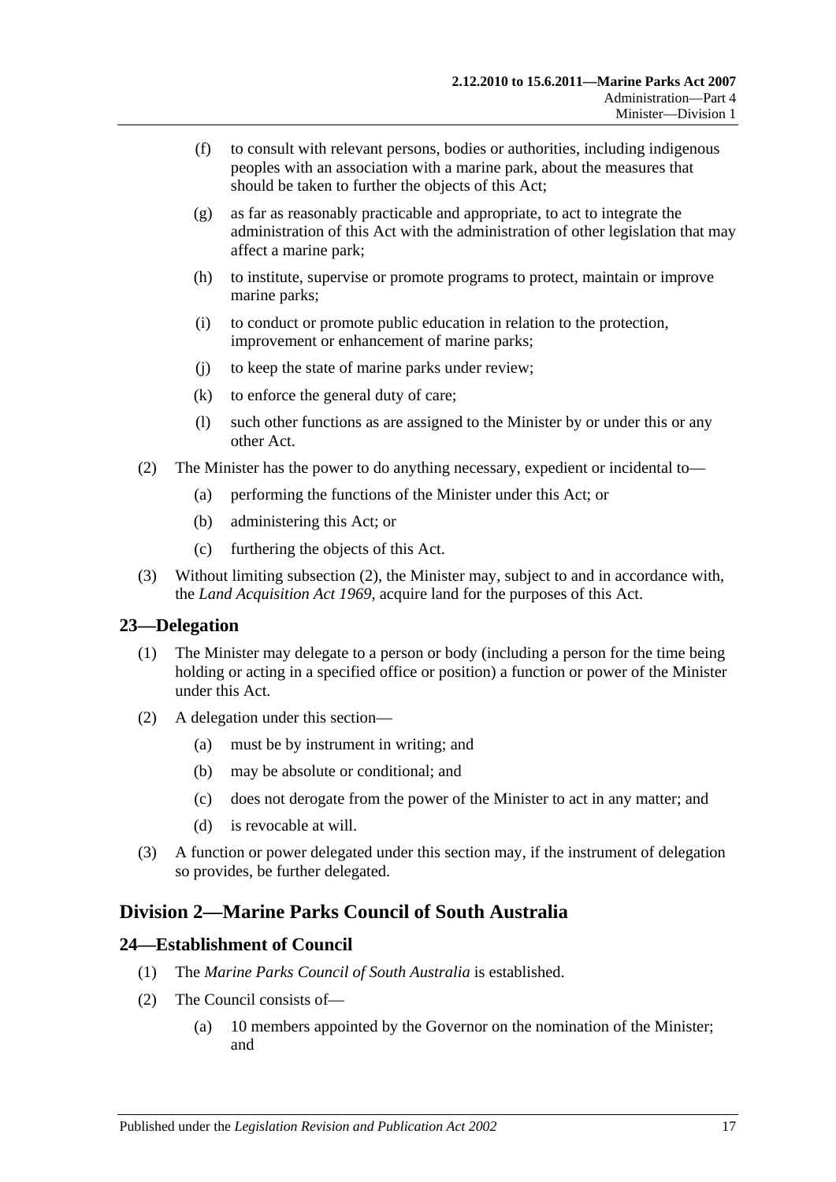(f) to consult with relevant persons, bodies or authorities, including indigenous peoples with an association with a marine park, about the measures that should be taken to further the objects of this Act;

(g) as far as reasonably practicable and appropriate, to act to integrate the administration of this Act with the administration of other legislation that may affect a marine park;

(h) to institute, supervise or promote programs to protect, maintain or improve marine parks;

(i) to conduct or promote public education in relation to the protection, improvement or enhancement of marine parks;

(j) to keep the state of marine parks under review;

(k) to enforce the general duty of care;

(l) such other functions as are assigned to the Minister by or under this or any other Act.

(2) The Minister has the power to do anything necessary, expedient or incidental to—

(a) performing the functions of the Minister under this Act; or

(b) administering this Act; or

(c) furthering the objects of this Act.

(3) Without limiting subsection (2), the Minister may, subject to and in accordance with, the *Land Acquisition Act 1969*, acquire land for the purposes of this Act.

## 23—Delegation

(1) The Minister may delegate to a person or body (including a person for the time being holding or acting in a specified office or position) a function or power of the Minister under this Act.

(2) A delegation under this section—

(a) must be by instrument in writing; and

(b) may be absolute or conditional; and

(c) does not derogate from the power of the Minister to act in any matter; and

(d) is revocable at will.

(3) A function or power delegated under this section may, if the instrument of delegation so provides, be further delegated.

# Division 2—Marine Parks Council of South Australia

## 24—Establishment of Council

(1) The *Marine Parks Council of South Australia* is established.

(2) The Council consists of—

(a) 10 members appointed by the Governor on the nomination of the Minister; and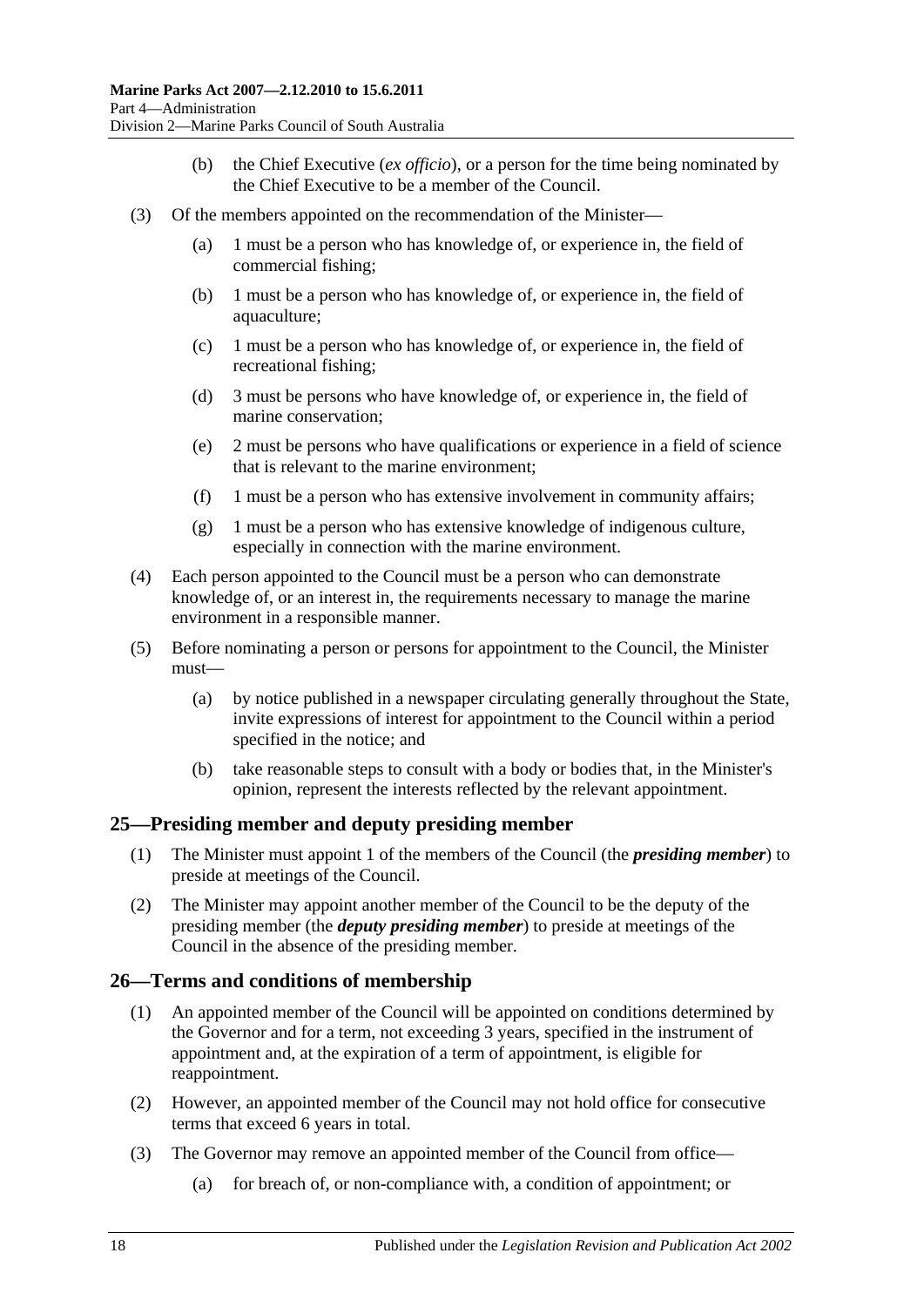(b) the Chief Executive (*ex officio*), or a person for the time being nominated by the Chief Executive to be a member of the Council.

(3) Of the members appointed on the recommendation of the Minister—

(a) 1 must be a person who has knowledge of, or experience in, the field of commercial fishing;

(b) 1 must be a person who has knowledge of, or experience in, the field of aquaculture;

(c) 1 must be a person who has knowledge of, or experience in, the field of recreational fishing;

(d) 3 must be persons who have knowledge of, or experience in, the field of marine conservation;

(e) 2 must be persons who have qualifications or experience in a field of science that is relevant to the marine environment;

(f) 1 must be a person who has extensive involvement in community affairs;

(g) 1 must be a person who has extensive knowledge of indigenous culture, especially in connection with the marine environment.

(4) Each person appointed to the Council must be a person who can demonstrate knowledge of, or an interest in, the requirements necessary to manage the marine environment in a responsible manner.

(5) Before nominating a person or persons for appointment to the Council, the Minister must—

(a) by notice published in a newspaper circulating generally throughout the State, invite expressions of interest for appointment to the Council within a period specified in the notice; and

(b) take reasonable steps to consult with a body or bodies that, in the Minister's opinion, represent the interests reflected by the relevant appointment.

## 25—Presiding member and deputy presiding member

(1) The Minister must appoint 1 of the members of the Council (the ***presiding member***) to preside at meetings of the Council.

(2) The Minister may appoint another member of the Council to be the deputy of the presiding member (the ***deputy presiding member***) to preside at meetings of the Council in the absence of the presiding member.

## 26—Terms and conditions of membership

(1) An appointed member of the Council will be appointed on conditions determined by the Governor and for a term, not exceeding 3 years, specified in the instrument of appointment and, at the expiration of a term of appointment, is eligible for reappointment.

(2) However, an appointed member of the Council may not hold office for consecutive terms that exceed 6 years in total.

(3) The Governor may remove an appointed member of the Council from office—

(a) for breach of, or non-compliance with, a condition of appointment; or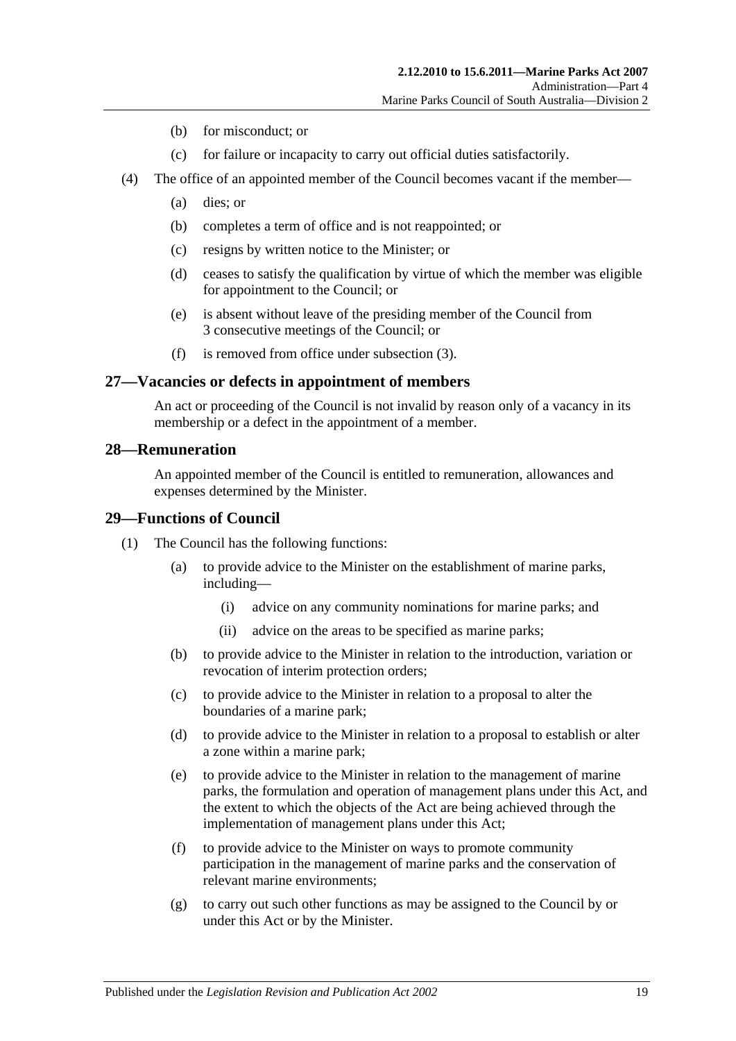(b) for misconduct; or

(c) for failure or incapacity to carry out official duties satisfactorily.

(4) The office of an appointed member of the Council becomes vacant if the member—

(a) dies; or

(b) completes a term of office and is not reappointed; or

(c) resigns by written notice to the Minister; or

(d) ceases to satisfy the qualification by virtue of which the member was eligible for appointment to the Council; or

(e) is absent without leave of the presiding member of the Council from 3 consecutive meetings of the Council; or

(f) is removed from office under subsection (3).

## 27—Vacancies or defects in appointment of members

An act or proceeding of the Council is not invalid by reason only of a vacancy in its membership or a defect in the appointment of a member.

## 28—Remuneration

An appointed member of the Council is entitled to remuneration, allowances and expenses determined by the Minister.

## 29—Functions of Council

(1) The Council has the following functions:

(a) to provide advice to the Minister on the establishment of marine parks, including—

(i) advice on any community nominations for marine parks; and

(ii) advice on the areas to be specified as marine parks;

(b) to provide advice to the Minister in relation to the introduction, variation or revocation of interim protection orders;

(c) to provide advice to the Minister in relation to a proposal to alter the boundaries of a marine park;

(d) to provide advice to the Minister in relation to a proposal to establish or alter a zone within a marine park;

(e) to provide advice to the Minister in relation to the management of marine parks, the formulation and operation of management plans under this Act, and the extent to which the objects of the Act are being achieved through the implementation of management plans under this Act;

(f) to provide advice to the Minister on ways to promote community participation in the management of marine parks and the conservation of relevant marine environments;

(g) to carry out such other functions as may be assigned to the Council by or under this Act or by the Minister.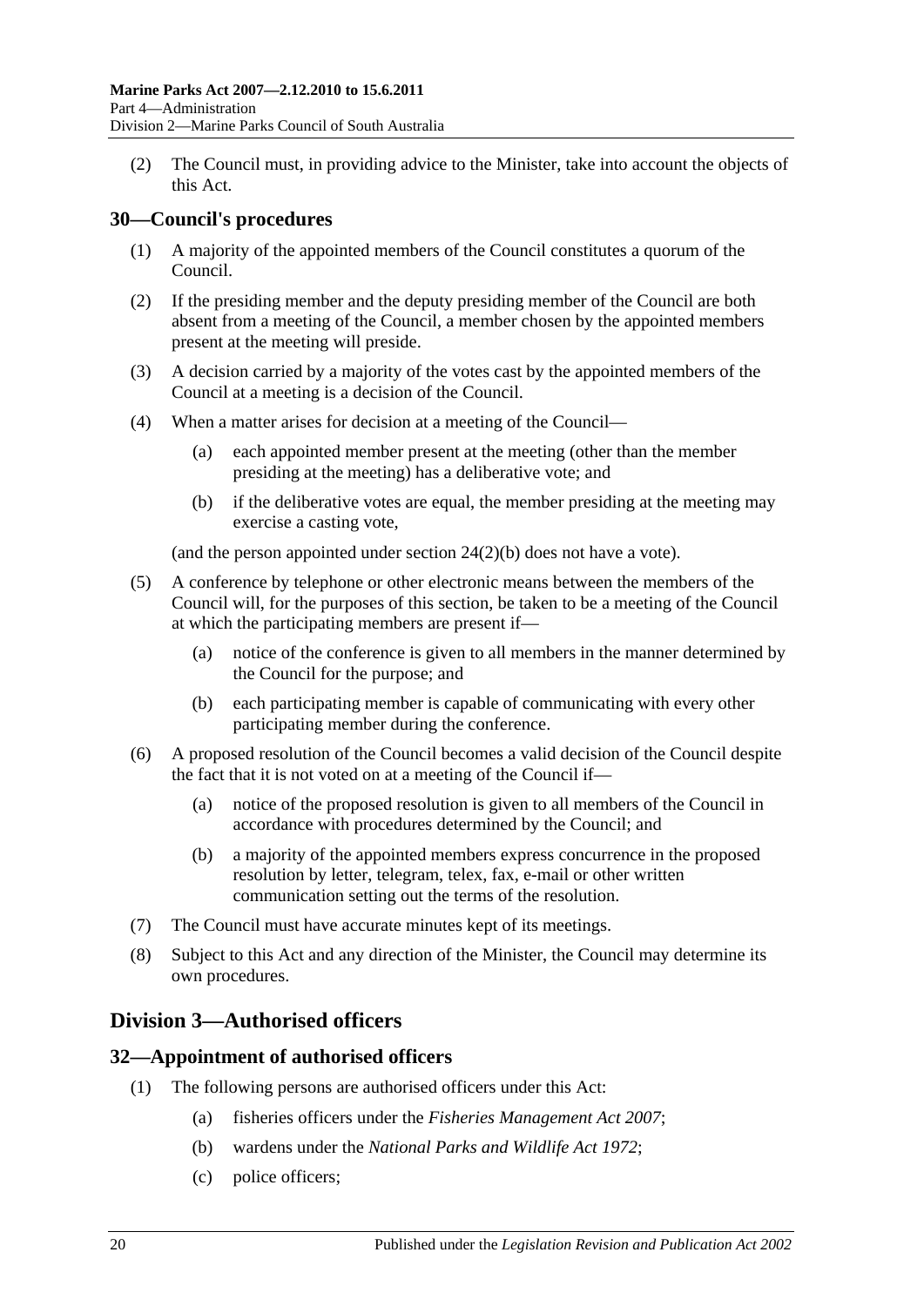(2) The Council must, in providing advice to the Minister, take into account the objects of this Act.

## 30—Council's procedures

(1) A majority of the appointed members of the Council constitutes a quorum of the Council.

(2) If the presiding member and the deputy presiding member of the Council are both absent from a meeting of the Council, a member chosen by the appointed members present at the meeting will preside.

(3) A decision carried by a majority of the votes cast by the appointed members of the Council at a meeting is a decision of the Council.

(4) When a matter arises for decision at a meeting of the Council—

(a) each appointed member present at the meeting (other than the member presiding at the meeting) has a deliberative vote; and

(b) if the deliberative votes are equal, the member presiding at the meeting may exercise a casting vote,

(and the person appointed under section 24(2)(b) does not have a vote).

(5) A conference by telephone or other electronic means between the members of the Council will, for the purposes of this section, be taken to be a meeting of the Council at which the participating members are present if—

(a) notice of the conference is given to all members in the manner determined by the Council for the purpose; and

(b) each participating member is capable of communicating with every other participating member during the conference.

(6) A proposed resolution of the Council becomes a valid decision of the Council despite the fact that it is not voted on at a meeting of the Council if—

(a) notice of the proposed resolution is given to all members of the Council in accordance with procedures determined by the Council; and

(b) a majority of the appointed members express concurrence in the proposed resolution by letter, telegram, telex, fax, e-mail or other written communication setting out the terms of the resolution.

(7) The Council must have accurate minutes kept of its meetings.

(8) Subject to this Act and any direction of the Minister, the Council may determine its own procedures.

# Division 3—Authorised officers

## 32—Appointment of authorised officers

(1) The following persons are authorised officers under this Act:

(a) fisheries officers under the *Fisheries Management Act 2007*;

(b) wardens under the *National Parks and Wildlife Act 1972*;

(c) police officers;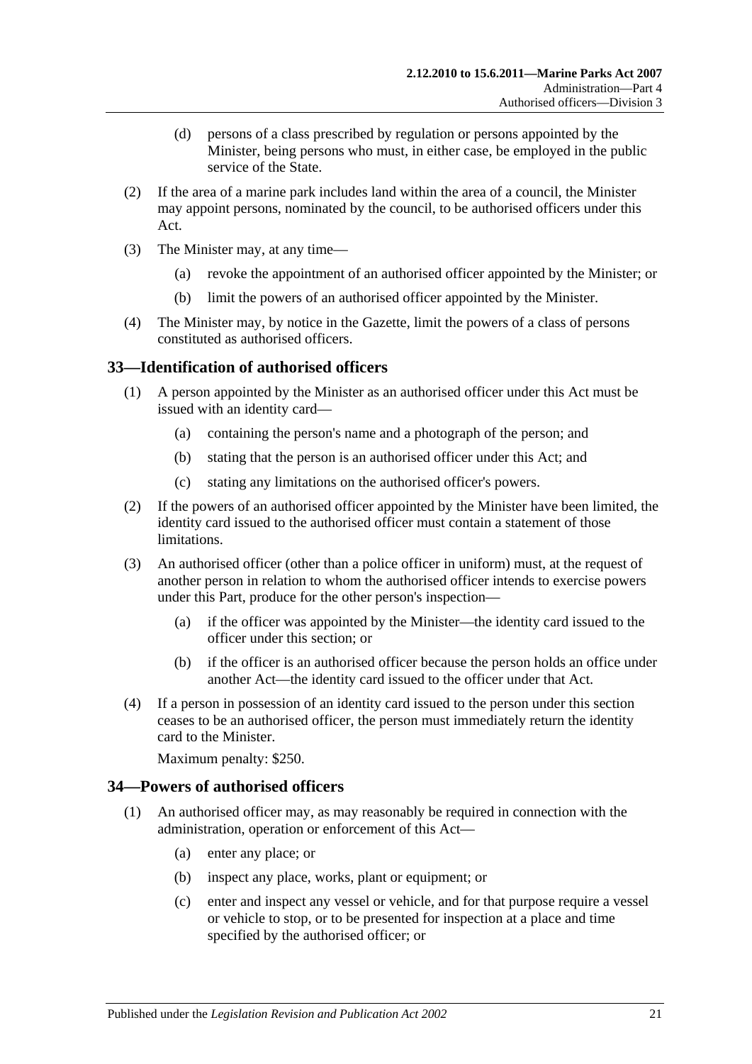(d) persons of a class prescribed by regulation or persons appointed by the Minister, being persons who must, in either case, be employed in the public service of the State.

(2) If the area of a marine park includes land within the area of a council, the Minister may appoint persons, nominated by the council, to be authorised officers under this Act.

(3) The Minister may, at any time—

(a) revoke the appointment of an authorised officer appointed by the Minister; or

(b) limit the powers of an authorised officer appointed by the Minister.

(4) The Minister may, by notice in the Gazette, limit the powers of a class of persons constituted as authorised officers.

## 33—Identification of authorised officers

(1) A person appointed by the Minister as an authorised officer under this Act must be issued with an identity card—

(a) containing the person's name and a photograph of the person; and

(b) stating that the person is an authorised officer under this Act; and

(c) stating any limitations on the authorised officer's powers.

(2) If the powers of an authorised officer appointed by the Minister have been limited, the identity card issued to the authorised officer must contain a statement of those limitations.

(3) An authorised officer (other than a police officer in uniform) must, at the request of another person in relation to whom the authorised officer intends to exercise powers under this Part, produce for the other person's inspection—

(a) if the officer was appointed by the Minister—the identity card issued to the officer under this section; or

(b) if the officer is an authorised officer because the person holds an office under another Act—the identity card issued to the officer under that Act.

(4) If a person in possession of an identity card issued to the person under this section ceases to be an authorised officer, the person must immediately return the identity card to the Minister.

Maximum penalty: $250.

## 34—Powers of authorised officers

(1) An authorised officer may, as may reasonably be required in connection with the administration, operation or enforcement of this Act—

(a) enter any place; or

(b) inspect any place, works, plant or equipment; or

(c) enter and inspect any vessel or vehicle, and for that purpose require a vessel or vehicle to stop, or to be presented for inspection at a place and time specified by the authorised officer; or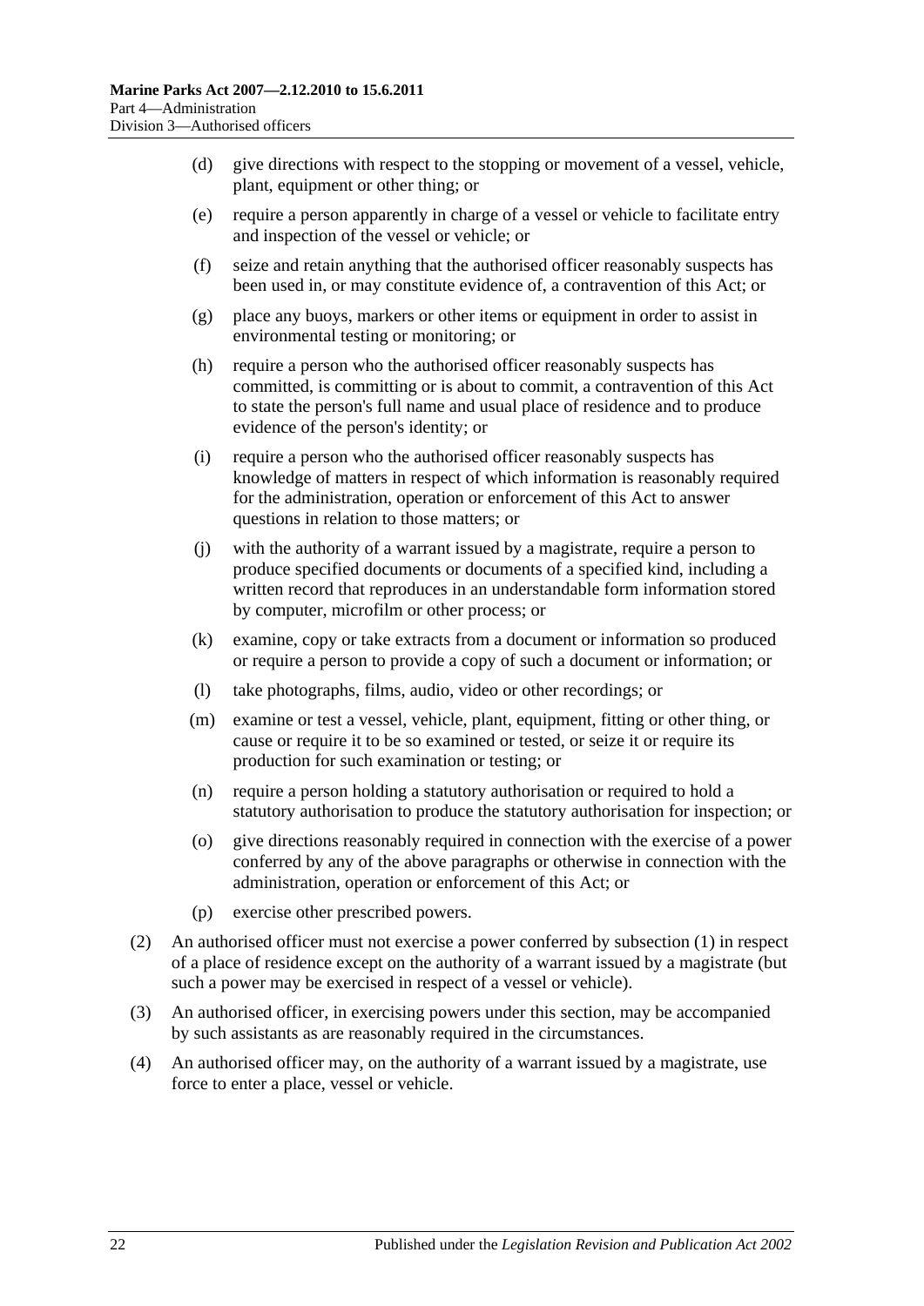(d) give directions with respect to the stopping or movement of a vessel, vehicle, plant, equipment or other thing; or

(e) require a person apparently in charge of a vessel or vehicle to facilitate entry and inspection of the vessel or vehicle; or

(f) seize and retain anything that the authorised officer reasonably suspects has been used in, or may constitute evidence of, a contravention of this Act; or

(g) place any buoys, markers or other items or equipment in order to assist in environmental testing or monitoring; or

(h) require a person who the authorised officer reasonably suspects has committed, is committing or is about to commit, a contravention of this Act to state the person's full name and usual place of residence and to produce evidence of the person's identity; or

(i) require a person who the authorised officer reasonably suspects has knowledge of matters in respect of which information is reasonably required for the administration, operation or enforcement of this Act to answer questions in relation to those matters; or

(j) with the authority of a warrant issued by a magistrate, require a person to produce specified documents or documents of a specified kind, including a written record that reproduces in an understandable form information stored by computer, microfilm or other process; or

(k) examine, copy or take extracts from a document or information so produced or require a person to provide a copy of such a document or information; or

(l) take photographs, films, audio, video or other recordings; or

(m) examine or test a vessel, vehicle, plant, equipment, fitting or other thing, or cause or require it to be so examined or tested, or seize it or require its production for such examination or testing; or

(n) require a person holding a statutory authorisation or required to hold a statutory authorisation to produce the statutory authorisation for inspection; or

(o) give directions reasonably required in connection with the exercise of a power conferred by any of the above paragraphs or otherwise in connection with the administration, operation or enforcement of this Act; or

(p) exercise other prescribed powers.

(2) An authorised officer must not exercise a power conferred by subsection (1) in respect of a place of residence except on the authority of a warrant issued by a magistrate (but such a power may be exercised in respect of a vessel or vehicle).

(3) An authorised officer, in exercising powers under this section, may be accompanied by such assistants as are reasonably required in the circumstances.

(4) An authorised officer may, on the authority of a warrant issued by a magistrate, use force to enter a place, vessel or vehicle.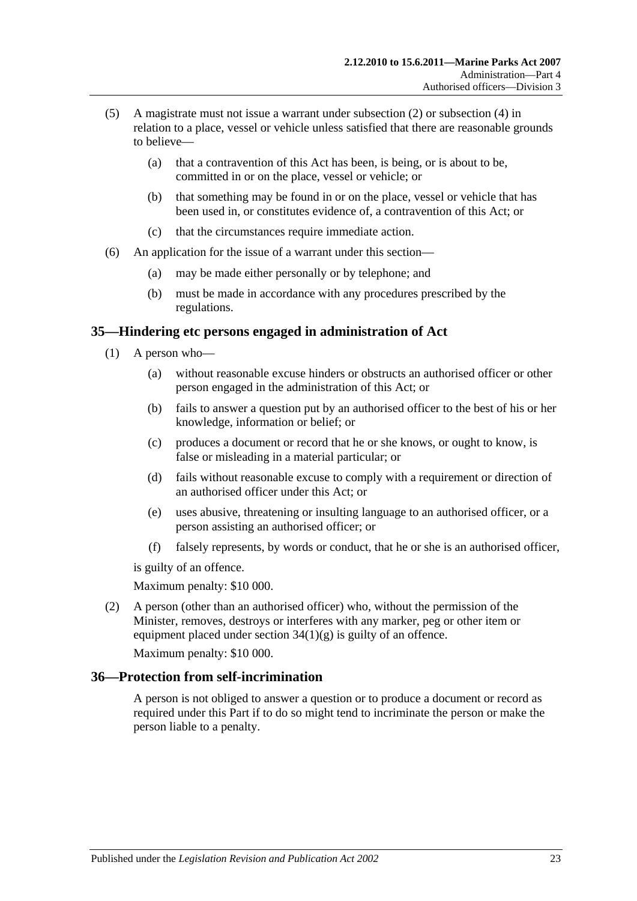(5) A magistrate must not issue a warrant under subsection (2) or subsection (4) in relation to a place, vessel or vehicle unless satisfied that there are reasonable grounds to believe—

(a) that a contravention of this Act has been, is being, or is about to be, committed in or on the place, vessel or vehicle; or

(b) that something may be found in or on the place, vessel or vehicle that has been used in, or constitutes evidence of, a contravention of this Act; or

(c) that the circumstances require immediate action.

(6) An application for the issue of a warrant under this section—

(a) may be made either personally or by telephone; and

(b) must be made in accordance with any procedures prescribed by the regulations.

## 35—Hindering etc persons engaged in administration of Act

(1) A person who—

(a) without reasonable excuse hinders or obstructs an authorised officer or other person engaged in the administration of this Act; or

(b) fails to answer a question put by an authorised officer to the best of his or her knowledge, information or belief; or

(c) produces a document or record that he or she knows, or ought to know, is false or misleading in a material particular; or

(d) fails without reasonable excuse to comply with a requirement or direction of an authorised officer under this Act; or

(e) uses abusive, threatening or insulting language to an authorised officer, or a person assisting an authorised officer; or

(f) falsely represents, by words or conduct, that he or she is an authorised officer,

is guilty of an offence.

Maximum penalty: $10 000.

(2) A person (other than an authorised officer) who, without the permission of the Minister, removes, destroys or interferes with any marker, peg or other item or equipment placed under section 34(1)(g) is guilty of an offence.

Maximum penalty: $10 000.

## 36—Protection from self-incrimination

A person is not obliged to answer a question or to produce a document or record as required under this Part if to do so might tend to incriminate the person or make the person liable to a penalty.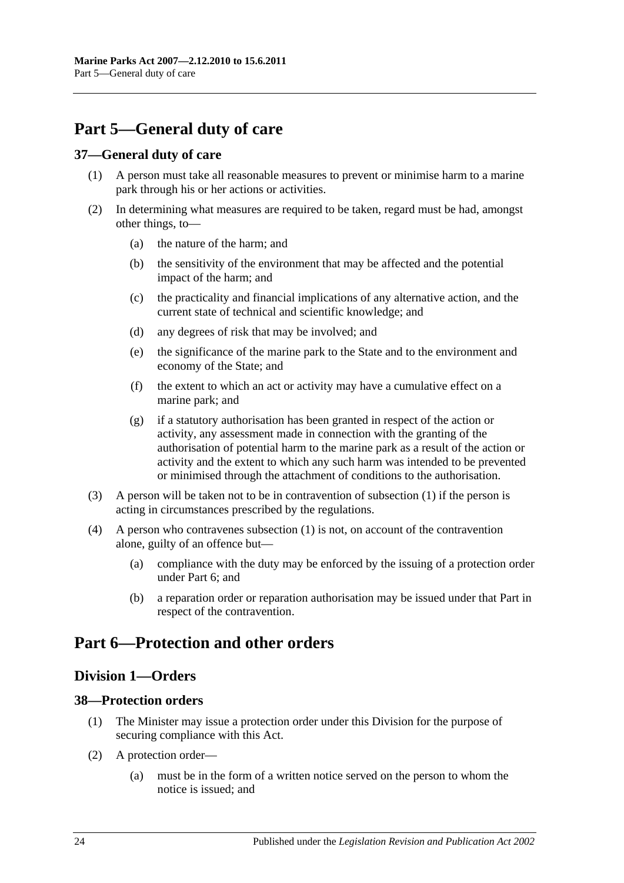# Part 5—General duty of care

## 37—General duty of care

(1) A person must take all reasonable measures to prevent or minimise harm to a marine park through his or her actions or activities.

(2) In determining what measures are required to be taken, regard must be had, amongst other things, to—

  (a) the nature of the harm; and

  (b) the sensitivity of the environment that may be affected and the potential impact of the harm; and

  (c) the practicality and financial implications of any alternative action, and the current state of technical and scientific knowledge; and

  (d) any degrees of risk that may be involved; and

  (e) the significance of the marine park to the State and to the environment and economy of the State; and

  (f) the extent to which an act or activity may have a cumulative effect on a marine park; and

  (g) if a statutory authorisation has been granted in respect of the action or activity, any assessment made in connection with the granting of the authorisation of potential harm to the marine park as a result of the action or activity and the extent to which any such harm was intended to be prevented or minimised through the attachment of conditions to the authorisation.

(3) A person will be taken not to be in contravention of subsection (1) if the person is acting in circumstances prescribed by the regulations.

(4) A person who contravenes subsection (1) is not, on account of the contravention alone, guilty of an offence but—

  (a) compliance with the duty may be enforced by the issuing of a protection order under Part 6; and

  (b) a reparation order or reparation authorisation may be issued under that Part in respect of the contravention.

# Part 6—Protection and other orders

## Division 1—Orders

## 38—Protection orders

(1) The Minister may issue a protection order under this Division for the purpose of securing compliance with this Act.

(2) A protection order—

  (a) must be in the form of a written notice served on the person to whom the notice is issued; and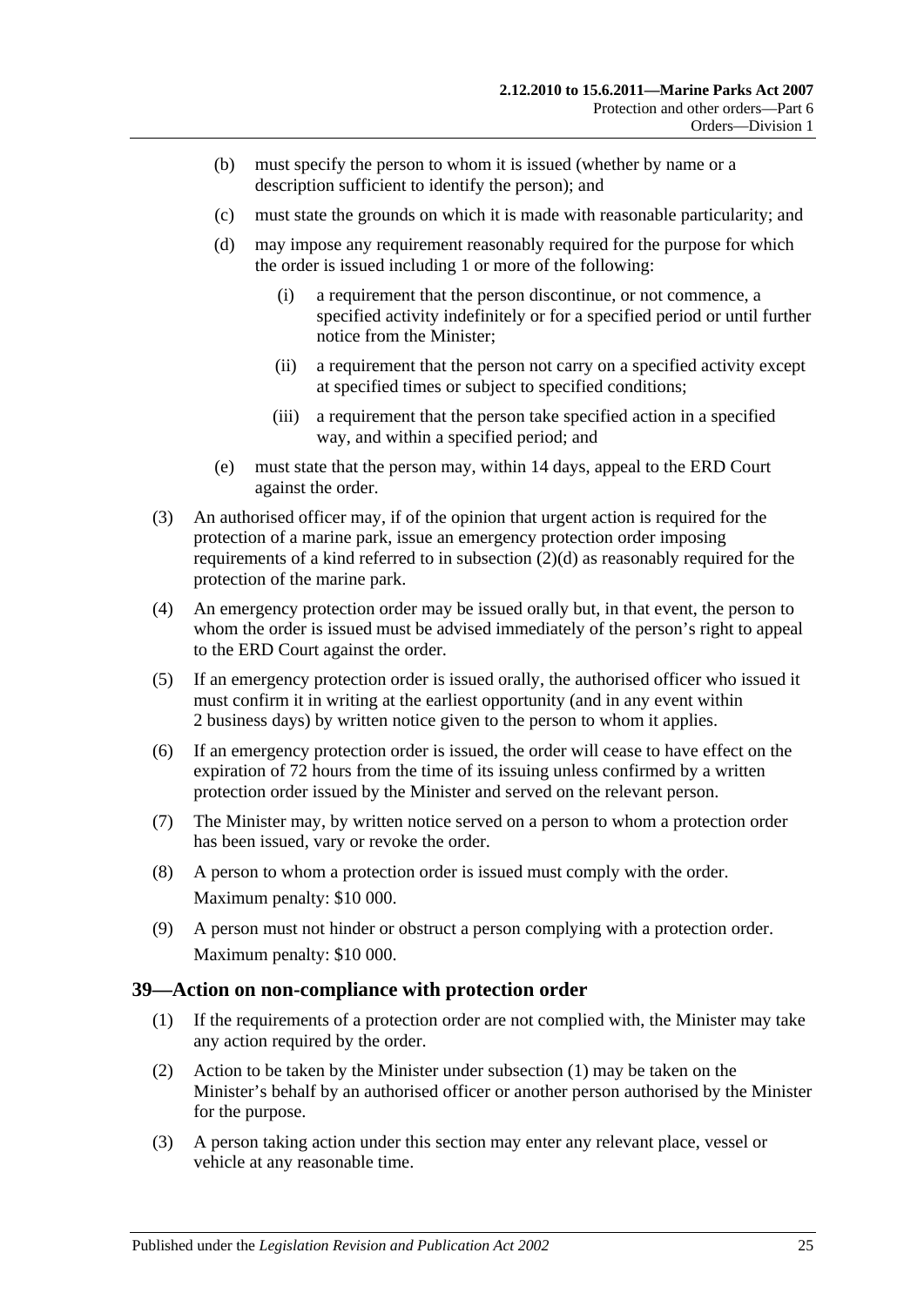(b) must specify the person to whom it is issued (whether by name or a description sufficient to identify the person); and

(c) must state the grounds on which it is made with reasonable particularity; and

(d) may impose any requirement reasonably required for the purpose for which the order is issued including 1 or more of the following:

(i) a requirement that the person discontinue, or not commence, a specified activity indefinitely or for a specified period or until further notice from the Minister;

(ii) a requirement that the person not carry on a specified activity except at specified times or subject to specified conditions;

(iii) a requirement that the person take specified action in a specified way, and within a specified period; and

(e) must state that the person may, within 14 days, appeal to the ERD Court against the order.

(3) An authorised officer may, if of the opinion that urgent action is required for the protection of a marine park, issue an emergency protection order imposing requirements of a kind referred to in subsection (2)(d) as reasonably required for the protection of the marine park.

(4) An emergency protection order may be issued orally but, in that event, the person to whom the order is issued must be advised immediately of the person's right to appeal to the ERD Court against the order.

(5) If an emergency protection order is issued orally, the authorised officer who issued it must confirm it in writing at the earliest opportunity (and in any event within 2 business days) by written notice given to the person to whom it applies.

(6) If an emergency protection order is issued, the order will cease to have effect on the expiration of 72 hours from the time of its issuing unless confirmed by a written protection order issued by the Minister and served on the relevant person.

(7) The Minister may, by written notice served on a person to whom a protection order has been issued, vary or revoke the order.

(8) A person to whom a protection order is issued must comply with the order.

Maximum penalty: $10 000.

(9) A person must not hinder or obstruct a person complying with a protection order.

Maximum penalty: $10 000.

## 39—Action on non-compliance with protection order

(1) If the requirements of a protection order are not complied with, the Minister may take any action required by the order.

(2) Action to be taken by the Minister under subsection (1) may be taken on the Minister's behalf by an authorised officer or another person authorised by the Minister for the purpose.

(3) A person taking action under this section may enter any relevant place, vessel or vehicle at any reasonable time.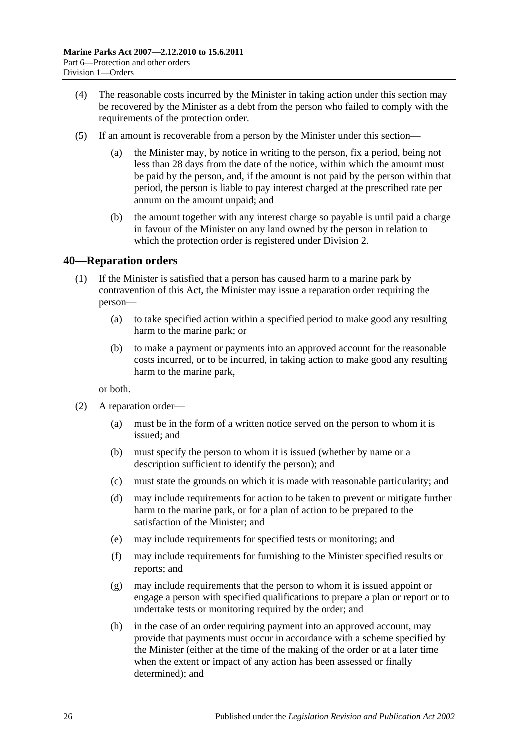(4) The reasonable costs incurred by the Minister in taking action under this section may be recovered by the Minister as a debt from the person who failed to comply with the requirements of the protection order.

(5) If an amount is recoverable from a person by the Minister under this section—

(a) the Minister may, by notice in writing to the person, fix a period, being not less than 28 days from the date of the notice, within which the amount must be paid by the person, and, if the amount is not paid by the person within that period, the person is liable to pay interest charged at the prescribed rate per annum on the amount unpaid; and

(b) the amount together with any interest charge so payable is until paid a charge in favour of the Minister on any land owned by the person in relation to which the protection order is registered under Division 2.

## 40—Reparation orders

(1) If the Minister is satisfied that a person has caused harm to a marine park by contravention of this Act, the Minister may issue a reparation order requiring the person—

(a) to take specified action within a specified period to make good any resulting harm to the marine park; or

(b) to make a payment or payments into an approved account for the reasonable costs incurred, or to be incurred, in taking action to make good any resulting harm to the marine park,

or both.

(2) A reparation order—

(a) must be in the form of a written notice served on the person to whom it is issued; and

(b) must specify the person to whom it is issued (whether by name or a description sufficient to identify the person); and

(c) must state the grounds on which it is made with reasonable particularity; and

(d) may include requirements for action to be taken to prevent or mitigate further harm to the marine park, or for a plan of action to be prepared to the satisfaction of the Minister; and

(e) may include requirements for specified tests or monitoring; and

(f) may include requirements for furnishing to the Minister specified results or reports; and

(g) may include requirements that the person to whom it is issued appoint or engage a person with specified qualifications to prepare a plan or report or to undertake tests or monitoring required by the order; and

(h) in the case of an order requiring payment into an approved account, may provide that payments must occur in accordance with a scheme specified by the Minister (either at the time of the making of the order or at a later time when the extent or impact of any action has been assessed or finally determined); and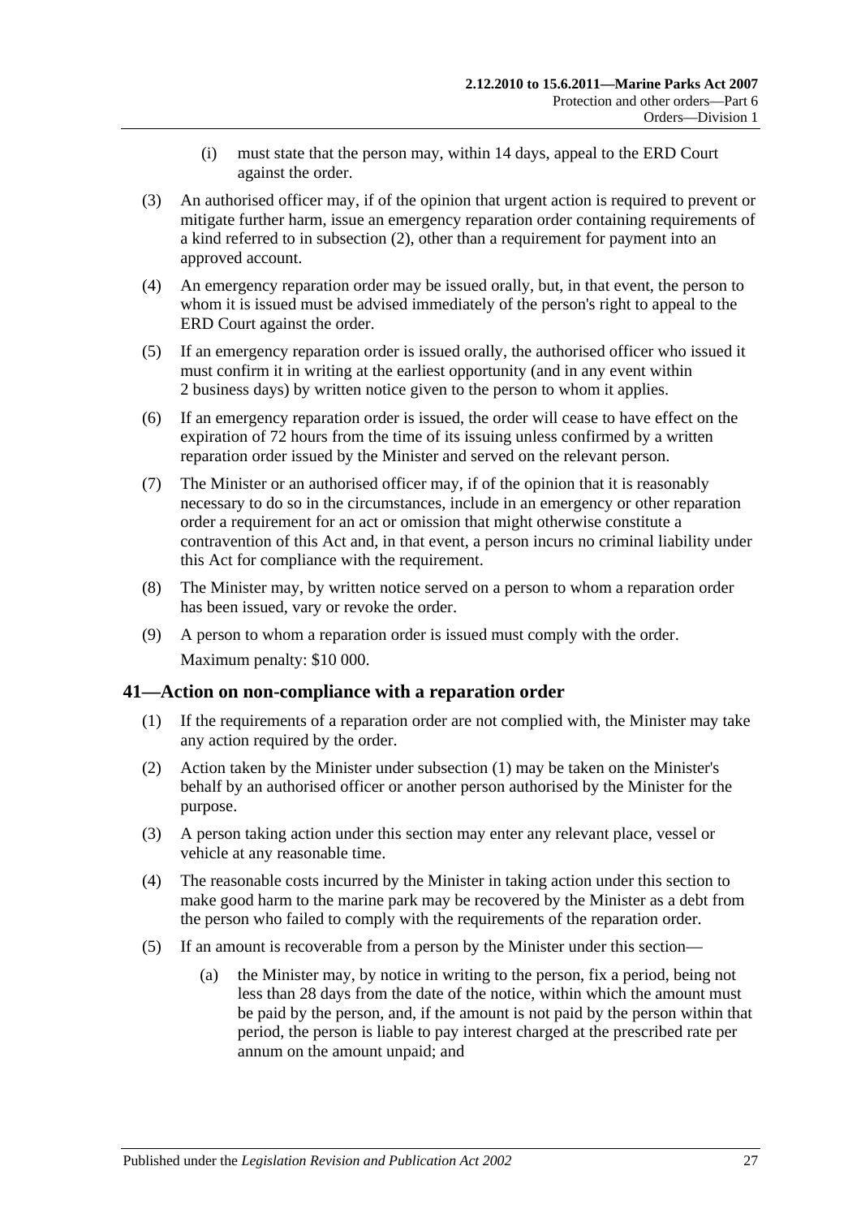(i) must state that the person may, within 14 days, appeal to the ERD Court against the order.

(3) An authorised officer may, if of the opinion that urgent action is required to prevent or mitigate further harm, issue an emergency reparation order containing requirements of a kind referred to in subsection (2), other than a requirement for payment into an approved account.

(4) An emergency reparation order may be issued orally, but, in that event, the person to whom it is issued must be advised immediately of the person's right to appeal to the ERD Court against the order.

(5) If an emergency reparation order is issued orally, the authorised officer who issued it must confirm it in writing at the earliest opportunity (and in any event within 2 business days) by written notice given to the person to whom it applies.

(6) If an emergency reparation order is issued, the order will cease to have effect on the expiration of 72 hours from the time of its issuing unless confirmed by a written reparation order issued by the Minister and served on the relevant person.

(7) The Minister or an authorised officer may, if of the opinion that it is reasonably necessary to do so in the circumstances, include in an emergency or other reparation order a requirement for an act or omission that might otherwise constitute a contravention of this Act and, in that event, a person incurs no criminal liability under this Act for compliance with the requirement.

(8) The Minister may, by written notice served on a person to whom a reparation order has been issued, vary or revoke the order.

(9) A person to whom a reparation order is issued must comply with the order.

Maximum penalty: $10 000.

## 41—Action on non-compliance with a reparation order

(1) If the requirements of a reparation order are not complied with, the Minister may take any action required by the order.

(2) Action taken by the Minister under subsection (1) may be taken on the Minister's behalf by an authorised officer or another person authorised by the Minister for the purpose.

(3) A person taking action under this section may enter any relevant place, vessel or vehicle at any reasonable time.

(4) The reasonable costs incurred by the Minister in taking action under this section to make good harm to the marine park may be recovered by the Minister as a debt from the person who failed to comply with the requirements of the reparation order.

(5) If an amount is recoverable from a person by the Minister under this section—

(a) the Minister may, by notice in writing to the person, fix a period, being not less than 28 days from the date of the notice, within which the amount must be paid by the person, and, if the amount is not paid by the person within that period, the person is liable to pay interest charged at the prescribed rate per annum on the amount unpaid; and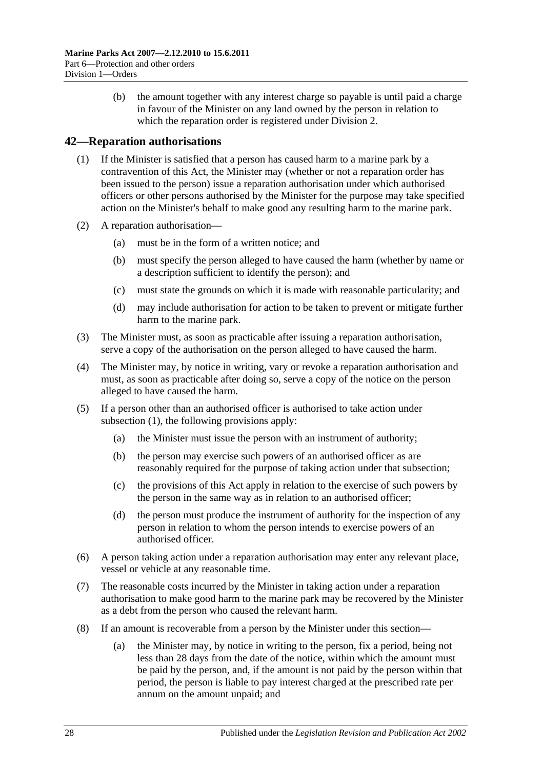(b) the amount together with any interest charge so payable is until paid a charge in favour of the Minister on any land owned by the person in relation to which the reparation order is registered under Division 2.

## 42—Reparation authorisations

(1) If the Minister is satisfied that a person has caused harm to a marine park by a contravention of this Act, the Minister may (whether or not a reparation order has been issued to the person) issue a reparation authorisation under which authorised officers or other persons authorised by the Minister for the purpose may take specified action on the Minister's behalf to make good any resulting harm to the marine park.

(2) A reparation authorisation—

(a) must be in the form of a written notice; and

(b) must specify the person alleged to have caused the harm (whether by name or a description sufficient to identify the person); and

(c) must state the grounds on which it is made with reasonable particularity; and

(d) may include authorisation for action to be taken to prevent or mitigate further harm to the marine park.

(3) The Minister must, as soon as practicable after issuing a reparation authorisation, serve a copy of the authorisation on the person alleged to have caused the harm.

(4) The Minister may, by notice in writing, vary or revoke a reparation authorisation and must, as soon as practicable after doing so, serve a copy of the notice on the person alleged to have caused the harm.

(5) If a person other than an authorised officer is authorised to take action under subsection (1), the following provisions apply:

(a) the Minister must issue the person with an instrument of authority;

(b) the person may exercise such powers of an authorised officer as are reasonably required for the purpose of taking action under that subsection;

(c) the provisions of this Act apply in relation to the exercise of such powers by the person in the same way as in relation to an authorised officer;

(d) the person must produce the instrument of authority for the inspection of any person in relation to whom the person intends to exercise powers of an authorised officer.

(6) A person taking action under a reparation authorisation may enter any relevant place, vessel or vehicle at any reasonable time.

(7) The reasonable costs incurred by the Minister in taking action under a reparation authorisation to make good harm to the marine park may be recovered by the Minister as a debt from the person who caused the relevant harm.

(8) If an amount is recoverable from a person by the Minister under this section—

(a) the Minister may, by notice in writing to the person, fix a period, being not less than 28 days from the date of the notice, within which the amount must be paid by the person, and, if the amount is not paid by the person within that period, the person is liable to pay interest charged at the prescribed rate per annum on the amount unpaid; and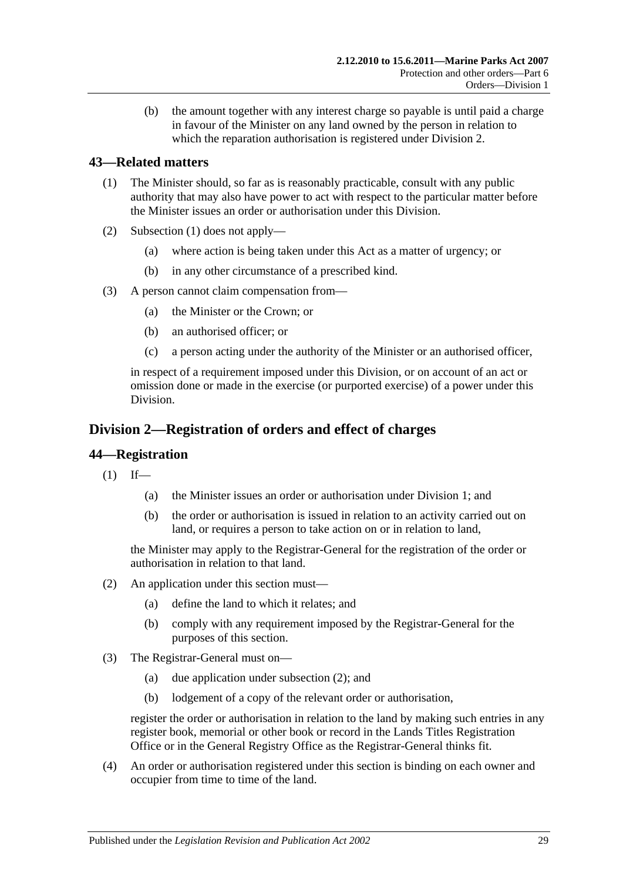(b) the amount together with any interest charge so payable is until paid a charge in favour of the Minister on any land owned by the person in relation to which the reparation authorisation is registered under Division 2.

## 43—Related matters

(1) The Minister should, so far as is reasonably practicable, consult with any public authority that may also have power to act with respect to the particular matter before the Minister issues an order or authorisation under this Division.

(2) Subsection (1) does not apply—

(a) where action is being taken under this Act as a matter of urgency; or

(b) in any other circumstance of a prescribed kind.

(3) A person cannot claim compensation from—

(a) the Minister or the Crown; or

(b) an authorised officer; or

(c) a person acting under the authority of the Minister or an authorised officer,

in respect of a requirement imposed under this Division, or on account of an act or omission done or made in the exercise (or purported exercise) of a power under this Division.

# Division 2—Registration of orders and effect of charges

## 44—Registration

(1) If—

(a) the Minister issues an order or authorisation under Division 1; and

(b) the order or authorisation is issued in relation to an activity carried out on land, or requires a person to take action on or in relation to land,

the Minister may apply to the Registrar-General for the registration of the order or authorisation in relation to that land.

(2) An application under this section must—

(a) define the land to which it relates; and

(b) comply with any requirement imposed by the Registrar-General for the purposes of this section.

(3) The Registrar-General must on—

(a) due application under subsection (2); and

(b) lodgement of a copy of the relevant order or authorisation,

register the order or authorisation in relation to the land by making such entries in any register book, memorial or other book or record in the Lands Titles Registration Office or in the General Registry Office as the Registrar-General thinks fit.

(4) An order or authorisation registered under this section is binding on each owner and occupier from time to time of the land.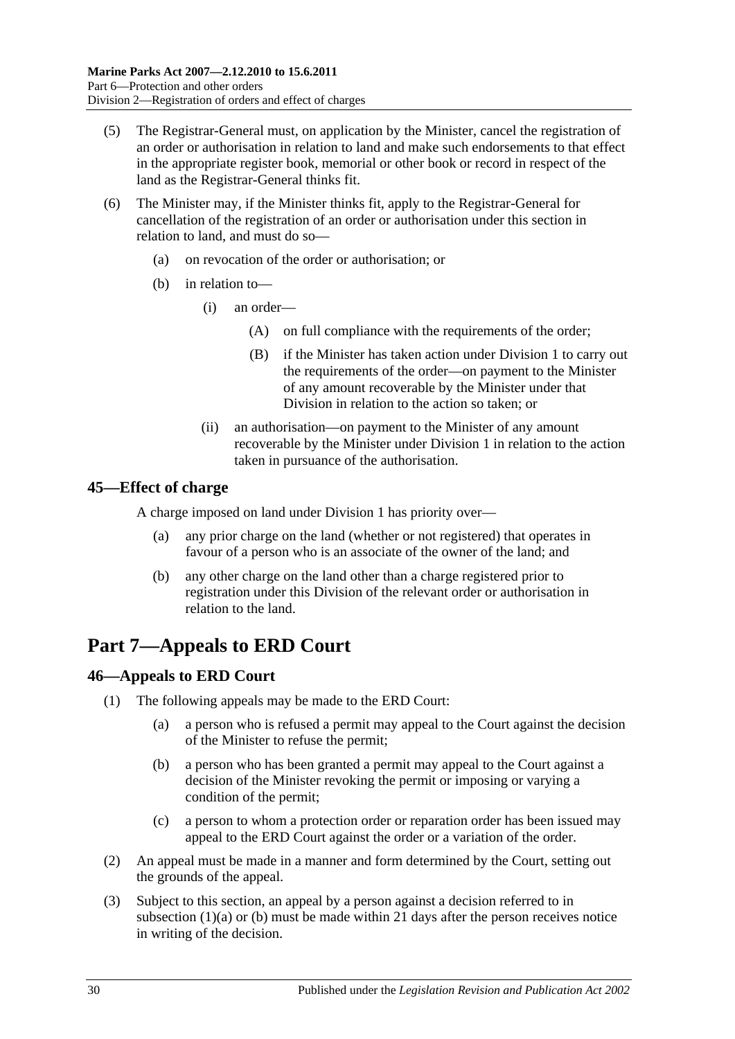(5) The Registrar-General must, on application by the Minister, cancel the registration of an order or authorisation in relation to land and make such endorsements to that effect in the appropriate register book, memorial or other book or record in respect of the land as the Registrar-General thinks fit.

(6) The Minister may, if the Minister thinks fit, apply to the Registrar-General for cancellation of the registration of an order or authorisation under this section in relation to land, and must do so—

- (a) on revocation of the order or authorisation; or
- (b) in relation to—
  - (i) an order—
    - (A) on full compliance with the requirements of the order;
    - (B) if the Minister has taken action under Division 1 to carry out the requirements of the order—on payment to the Minister of any amount recoverable by the Minister under that Division in relation to the action so taken; or
  - (ii) an authorisation—on payment to the Minister of any amount recoverable by the Minister under Division 1 in relation to the action taken in pursuance of the authorisation.

## 45—Effect of charge

A charge imposed on land under Division 1 has priority over—

- (a) any prior charge on the land (whether or not registered) that operates in favour of a person who is an associate of the owner of the land; and
- (b) any other charge on the land other than a charge registered prior to registration under this Division of the relevant order or authorisation in relation to the land.

# Part 7—Appeals to ERD Court

## 46—Appeals to ERD Court

(1) The following appeals may be made to the ERD Court:

- (a) a person who is refused a permit may appeal to the Court against the decision of the Minister to refuse the permit;
- (b) a person who has been granted a permit may appeal to the Court against a decision of the Minister revoking the permit or imposing or varying a condition of the permit;
- (c) a person to whom a protection order or reparation order has been issued may appeal to the ERD Court against the order or a variation of the order.

(2) An appeal must be made in a manner and form determined by the Court, setting out the grounds of the appeal.

(3) Subject to this section, an appeal by a person against a decision referred to in subsection (1)(a) or (b) must be made within 21 days after the person receives notice in writing of the decision.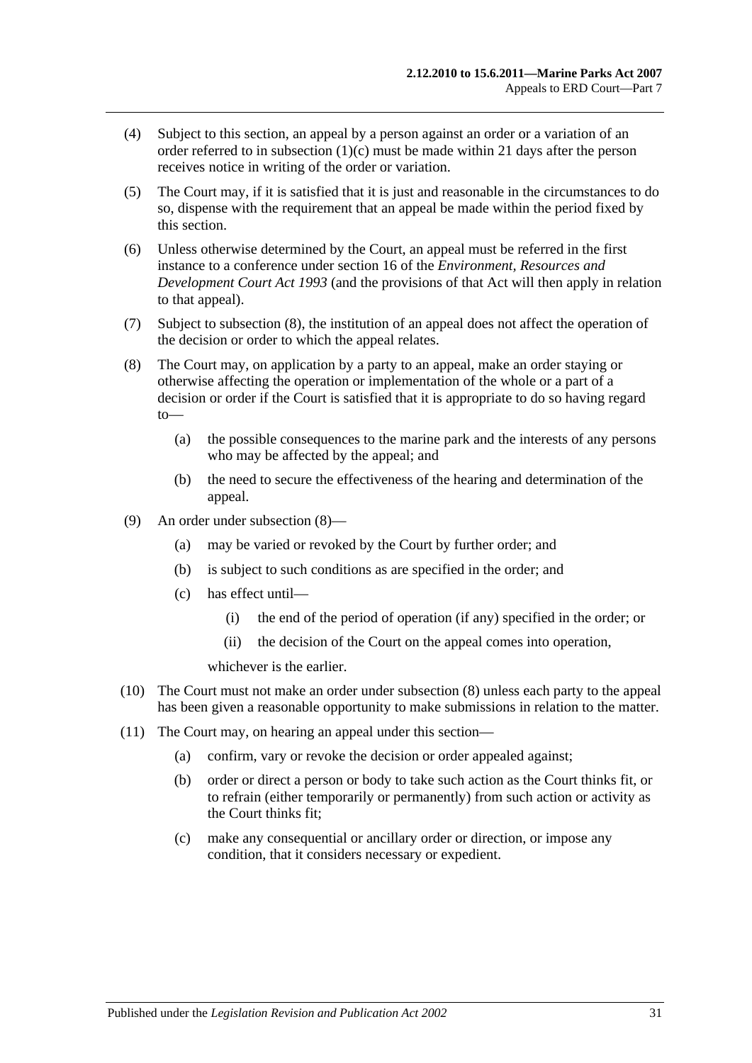(4) Subject to this section, an appeal by a person against an order or a variation of an order referred to in subsection (1)(c) must be made within 21 days after the person receives notice in writing of the order or variation.

(5) The Court may, if it is satisfied that it is just and reasonable in the circumstances to do so, dispense with the requirement that an appeal be made within the period fixed by this section.

(6) Unless otherwise determined by the Court, an appeal must be referred in the first instance to a conference under section 16 of the *Environment, Resources and Development Court Act 1993* (and the provisions of that Act will then apply in relation to that appeal).

(7) Subject to subsection (8), the institution of an appeal does not affect the operation of the decision or order to which the appeal relates.

(8) The Court may, on application by a party to an appeal, make an order staying or otherwise affecting the operation or implementation of the whole or a part of a decision or order if the Court is satisfied that it is appropriate to do so having regard to—

- (a) the possible consequences to the marine park and the interests of any persons who may be affected by the appeal; and
- (b) the need to secure the effectiveness of the hearing and determination of the appeal.

(9) An order under subsection (8)—

- (a) may be varied or revoked by the Court by further order; and
- (b) is subject to such conditions as are specified in the order; and
- (c) has effect until—
  - (i) the end of the period of operation (if any) specified in the order; or
  - (ii) the decision of the Court on the appeal comes into operation,

  whichever is the earlier.

(10) The Court must not make an order under subsection (8) unless each party to the appeal has been given a reasonable opportunity to make submissions in relation to the matter.

(11) The Court may, on hearing an appeal under this section—

- (a) confirm, vary or revoke the decision or order appealed against;
- (b) order or direct a person or body to take such action as the Court thinks fit, or to refrain (either temporarily or permanently) from such action or activity as the Court thinks fit;
- (c) make any consequential or ancillary order or direction, or impose any condition, that it considers necessary or expedient.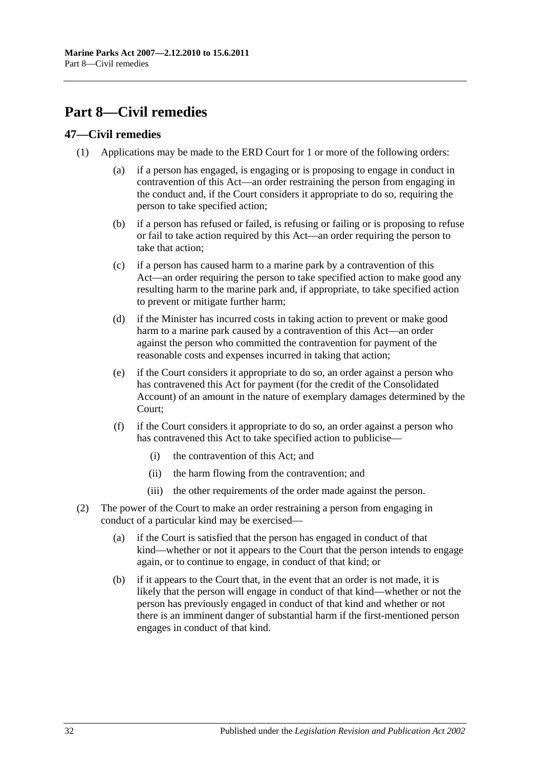# Part 8—Civil remedies

## 47—Civil remedies

(1) Applications may be made to the ERD Court for 1 or more of the following orders:

(a) if a person has engaged, is engaging or is proposing to engage in conduct in contravention of this Act—an order restraining the person from engaging in the conduct and, if the Court considers it appropriate to do so, requiring the person to take specified action;

(b) if a person has refused or failed, is refusing or failing or is proposing to refuse or fail to take action required by this Act—an order requiring the person to take that action;

(c) if a person has caused harm to a marine park by a contravention of this Act—an order requiring the person to take specified action to make good any resulting harm to the marine park and, if appropriate, to take specified action to prevent or mitigate further harm;

(d) if the Minister has incurred costs in taking action to prevent or make good harm to a marine park caused by a contravention of this Act—an order against the person who committed the contravention for payment of the reasonable costs and expenses incurred in taking that action;

(e) if the Court considers it appropriate to do so, an order against a person who has contravened this Act for payment (for the credit of the Consolidated Account) of an amount in the nature of exemplary damages determined by the Court;

(f) if the Court considers it appropriate to do so, an order against a person who has contravened this Act to take specified action to publicise—

(i) the contravention of this Act; and

(ii) the harm flowing from the contravention; and

(iii) the other requirements of the order made against the person.

(2) The power of the Court to make an order restraining a person from engaging in conduct of a particular kind may be exercised—

(a) if the Court is satisfied that the person has engaged in conduct of that kind—whether or not it appears to the Court that the person intends to engage again, or to continue to engage, in conduct of that kind; or

(b) if it appears to the Court that, in the event that an order is not made, it is likely that the person will engage in conduct of that kind—whether or not the person has previously engaged in conduct of that kind and whether or not there is an imminent danger of substantial harm if the first-mentioned person engages in conduct of that kind.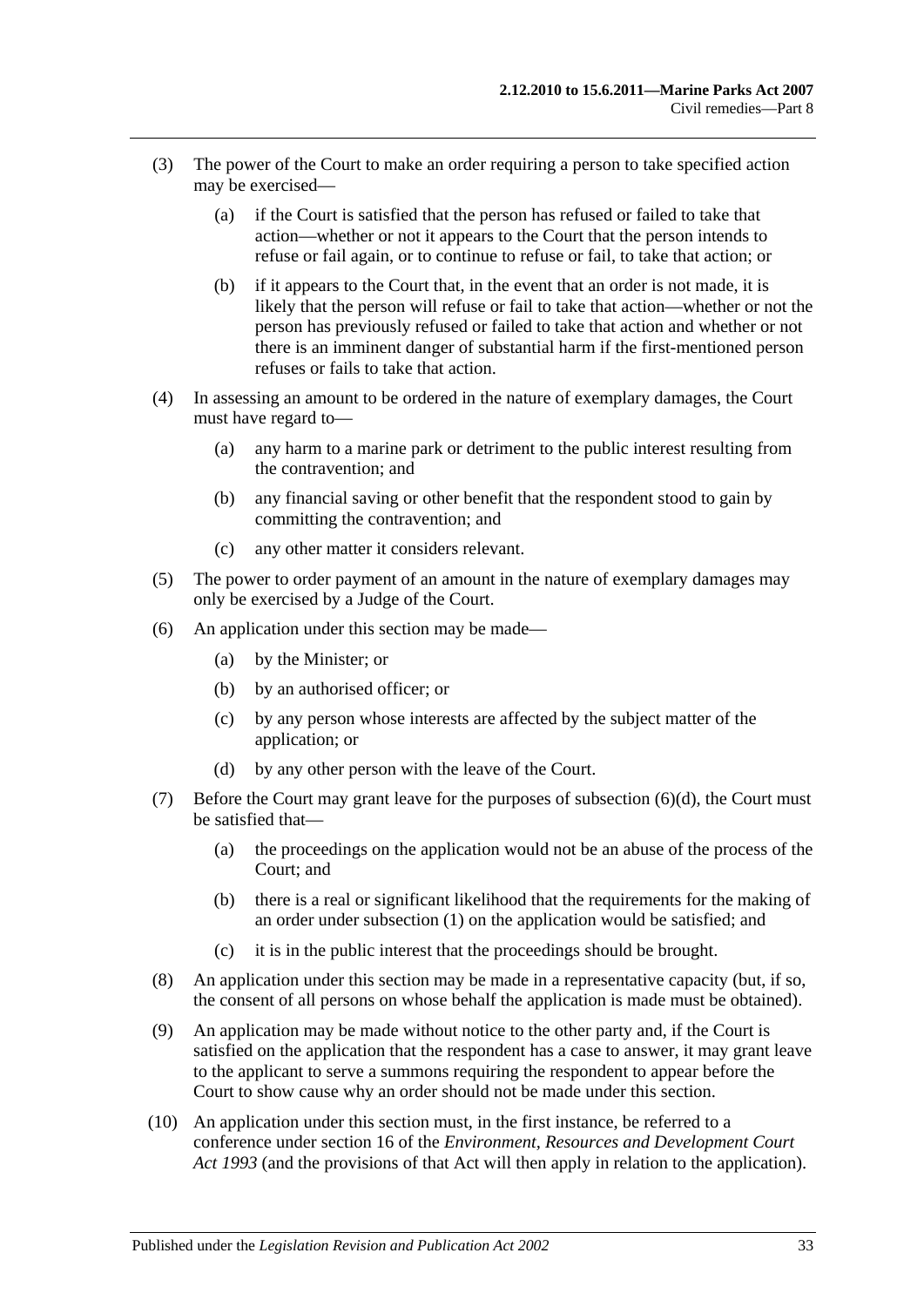(3) The power of the Court to make an order requiring a person to take specified action may be exercised—

  (a) if the Court is satisfied that the person has refused or failed to take that action—whether or not it appears to the Court that the person intends to refuse or fail again, or to continue to refuse or fail, to take that action; or

  (b) if it appears to the Court that, in the event that an order is not made, it is likely that the person will refuse or fail to take that action—whether or not the person has previously refused or failed to take that action and whether or not there is an imminent danger of substantial harm if the first-mentioned person refuses or fails to take that action.

(4) In assessing an amount to be ordered in the nature of exemplary damages, the Court must have regard to—

  (a) any harm to a marine park or detriment to the public interest resulting from the contravention; and

  (b) any financial saving or other benefit that the respondent stood to gain by committing the contravention; and

  (c) any other matter it considers relevant.

(5) The power to order payment of an amount in the nature of exemplary damages may only be exercised by a Judge of the Court.

(6) An application under this section may be made—

  (a) by the Minister; or

  (b) by an authorised officer; or

  (c) by any person whose interests are affected by the subject matter of the application; or

  (d) by any other person with the leave of the Court.

(7) Before the Court may grant leave for the purposes of subsection (6)(d), the Court must be satisfied that—

  (a) the proceedings on the application would not be an abuse of the process of the Court; and

  (b) there is a real or significant likelihood that the requirements for the making of an order under subsection (1) on the application would be satisfied; and

  (c) it is in the public interest that the proceedings should be brought.

(8) An application under this section may be made in a representative capacity (but, if so, the consent of all persons on whose behalf the application is made must be obtained).

(9) An application may be made without notice to the other party and, if the Court is satisfied on the application that the respondent has a case to answer, it may grant leave to the applicant to serve a summons requiring the respondent to appear before the Court to show cause why an order should not be made under this section.

(10) An application under this section must, in the first instance, be referred to a conference under section 16 of the *Environment, Resources and Development Court Act 1993* (and the provisions of that Act will then apply in relation to the application).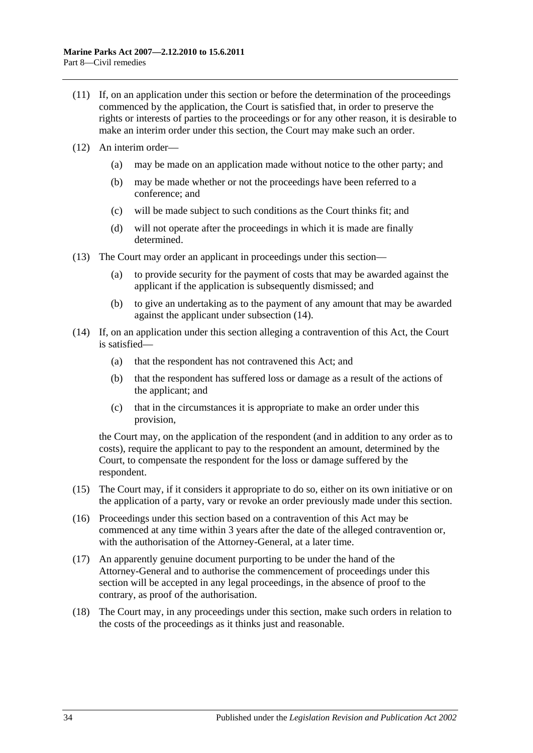(11) If, on an application under this section or before the determination of the proceedings commenced by the application, the Court is satisfied that, in order to preserve the rights or interests of parties to the proceedings or for any other reason, it is desirable to make an interim order under this section, the Court may make such an order.

(12) An interim order—

 (a) may be made on an application made without notice to the other party; and

 (b) may be made whether or not the proceedings have been referred to a conference; and

 (c) will be made subject to such conditions as the Court thinks fit; and

 (d) will not operate after the proceedings in which it is made are finally determined.

(13) The Court may order an applicant in proceedings under this section—

 (a) to provide security for the payment of costs that may be awarded against the applicant if the application is subsequently dismissed; and

 (b) to give an undertaking as to the payment of any amount that may be awarded against the applicant under subsection (14).

(14) If, on an application under this section alleging a contravention of this Act, the Court is satisfied—

 (a) that the respondent has not contravened this Act; and

 (b) that the respondent has suffered loss or damage as a result of the actions of the applicant; and

 (c) that in the circumstances it is appropriate to make an order under this provision,

the Court may, on the application of the respondent (and in addition to any order as to costs), require the applicant to pay to the respondent an amount, determined by the Court, to compensate the respondent for the loss or damage suffered by the respondent.

(15) The Court may, if it considers it appropriate to do so, either on its own initiative or on the application of a party, vary or revoke an order previously made under this section.

(16) Proceedings under this section based on a contravention of this Act may be commenced at any time within 3 years after the date of the alleged contravention or, with the authorisation of the Attorney-General, at a later time.

(17) An apparently genuine document purporting to be under the hand of the Attorney-General and to authorise the commencement of proceedings under this section will be accepted in any legal proceedings, in the absence of proof to the contrary, as proof of the authorisation.

(18) The Court may, in any proceedings under this section, make such orders in relation to the costs of the proceedings as it thinks just and reasonable.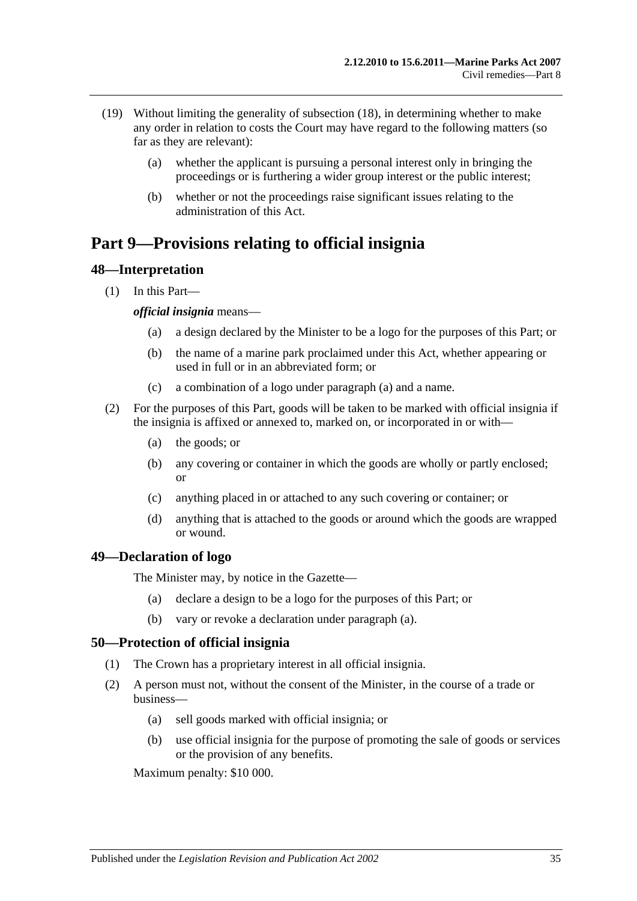(19) Without limiting the generality of subsection (18), in determining whether to make any order in relation to costs the Court may have regard to the following matters (so far as they are relevant):

(a) whether the applicant is pursuing a personal interest only in bringing the proceedings or is furthering a wider group interest or the public interest;

(b) whether or not the proceedings raise significant issues relating to the administration of this Act.

# Part 9—Provisions relating to official insignia

## 48—Interpretation

(1) In this Part—

***official insignia*** means—

(a) a design declared by the Minister to be a logo for the purposes of this Part; or

(b) the name of a marine park proclaimed under this Act, whether appearing or used in full or in an abbreviated form; or

(c) a combination of a logo under paragraph (a) and a name.

(2) For the purposes of this Part, goods will be taken to be marked with official insignia if the insignia is affixed or annexed to, marked on, or incorporated in or with—

(a) the goods; or

(b) any covering or container in which the goods are wholly or partly enclosed; or

(c) anything placed in or attached to any such covering or container; or

(d) anything that is attached to the goods or around which the goods are wrapped or wound.

## 49—Declaration of logo

The Minister may, by notice in the Gazette—

(a) declare a design to be a logo for the purposes of this Part; or

(b) vary or revoke a declaration under paragraph (a).

## 50—Protection of official insignia

(1) The Crown has a proprietary interest in all official insignia.

(2) A person must not, without the consent of the Minister, in the course of a trade or business—

(a) sell goods marked with official insignia; or

(b) use official insignia for the purpose of promoting the sale of goods or services or the provision of any benefits.

Maximum penalty: $10 000.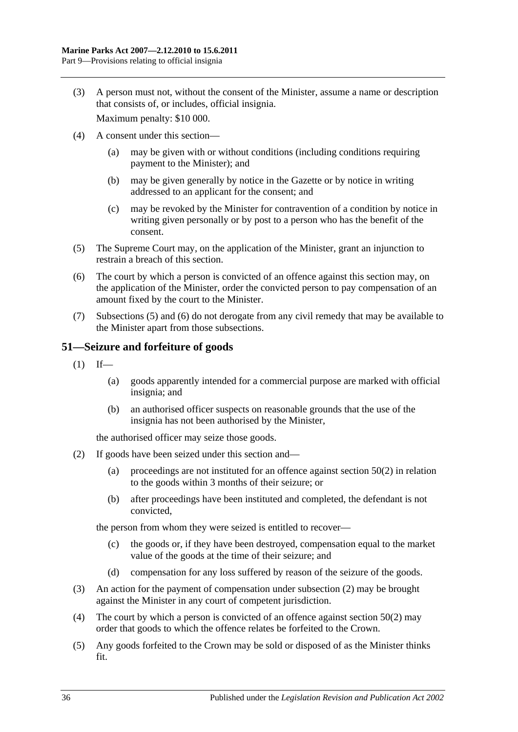(3) A person must not, without the consent of the Minister, assume a name or description that consists of, or includes, official insignia.

Maximum penalty: $10 000.

(4) A consent under this section—

  (a) may be given with or without conditions (including conditions requiring payment to the Minister); and

  (b) may be given generally by notice in the Gazette or by notice in writing addressed to an applicant for the consent; and

  (c) may be revoked by the Minister for contravention of a condition by notice in writing given personally or by post to a person who has the benefit of the consent.

(5) The Supreme Court may, on the application of the Minister, grant an injunction to restrain a breach of this section.

(6) The court by which a person is convicted of an offence against this section may, on the application of the Minister, order the convicted person to pay compensation of an amount fixed by the court to the Minister.

(7) Subsections (5) and (6) do not derogate from any civil remedy that may be available to the Minister apart from those subsections.

## 51—Seizure and forfeiture of goods

(1) If—

  (a) goods apparently intended for a commercial purpose are marked with official insignia; and

  (b) an authorised officer suspects on reasonable grounds that the use of the insignia has not been authorised by the Minister,

the authorised officer may seize those goods.

(2) If goods have been seized under this section and—

  (a) proceedings are not instituted for an offence against section 50(2) in relation to the goods within 3 months of their seizure; or

  (b) after proceedings have been instituted and completed, the defendant is not convicted,

the person from whom they were seized is entitled to recover—

  (c) the goods or, if they have been destroyed, compensation equal to the market value of the goods at the time of their seizure; and

  (d) compensation for any loss suffered by reason of the seizure of the goods.

(3) An action for the payment of compensation under subsection (2) may be brought against the Minister in any court of competent jurisdiction.

(4) The court by which a person is convicted of an offence against section 50(2) may order that goods to which the offence relates be forfeited to the Crown.

(5) Any goods forfeited to the Crown may be sold or disposed of as the Minister thinks fit.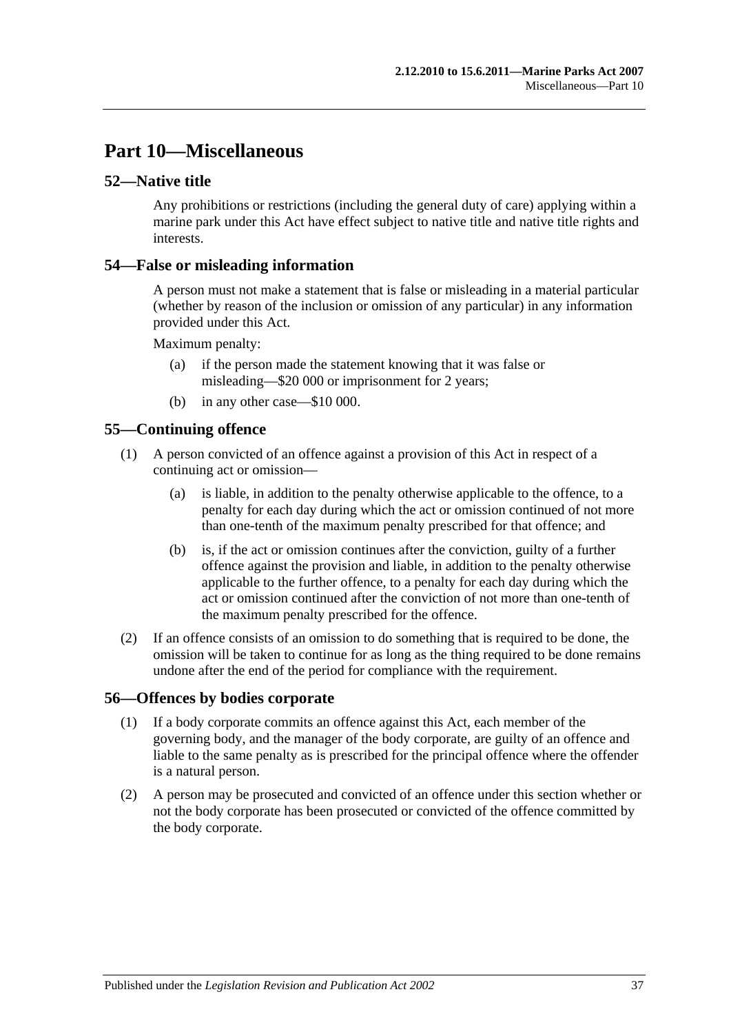# Part 10—Miscellaneous

## 52—Native title

Any prohibitions or restrictions (including the general duty of care) applying within a marine park under this Act have effect subject to native title and native title rights and interests.

## 54—False or misleading information

A person must not make a statement that is false or misleading in a material particular (whether by reason of the inclusion or omission of any particular) in any information provided under this Act.

Maximum penalty:

(a) if the person made the statement knowing that it was false or misleading—$20 000 or imprisonment for 2 years;

(b) in any other case—$10 000.

## 55—Continuing offence

(1) A person convicted of an offence against a provision of this Act in respect of a continuing act or omission—

(a) is liable, in addition to the penalty otherwise applicable to the offence, to a penalty for each day during which the act or omission continued of not more than one-tenth of the maximum penalty prescribed for that offence; and

(b) is, if the act or omission continues after the conviction, guilty of a further offence against the provision and liable, in addition to the penalty otherwise applicable to the further offence, to a penalty for each day during which the act or omission continued after the conviction of not more than one-tenth of the maximum penalty prescribed for the offence.

(2) If an offence consists of an omission to do something that is required to be done, the omission will be taken to continue for as long as the thing required to be done remains undone after the end of the period for compliance with the requirement.

## 56—Offences by bodies corporate

(1) If a body corporate commits an offence against this Act, each member of the governing body, and the manager of the body corporate, are guilty of an offence and liable to the same penalty as is prescribed for the principal offence where the offender is a natural person.

(2) A person may be prosecuted and convicted of an offence under this section whether or not the body corporate has been prosecuted or convicted of the offence committed by the body corporate.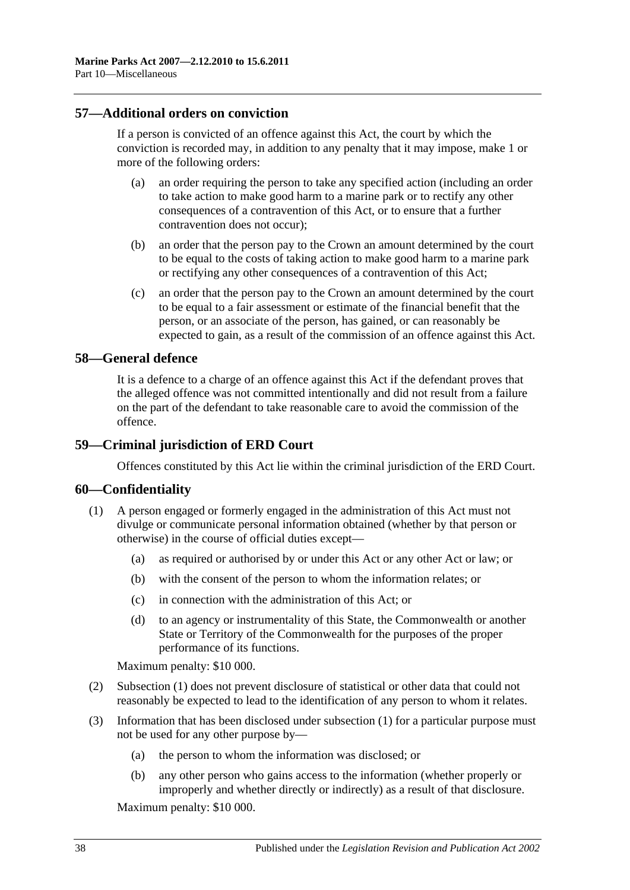## 57—Additional orders on conviction

If a person is convicted of an offence against this Act, the court by which the conviction is recorded may, in addition to any penalty that it may impose, make 1 or more of the following orders:

(a) an order requiring the person to take any specified action (including an order to take action to make good harm to a marine park or to rectify any other consequences of a contravention of this Act, or to ensure that a further contravention does not occur);

(b) an order that the person pay to the Crown an amount determined by the court to be equal to the costs of taking action to make good harm to a marine park or rectifying any other consequences of a contravention of this Act;

(c) an order that the person pay to the Crown an amount determined by the court to be equal to a fair assessment or estimate of the financial benefit that the person, or an associate of the person, has gained, or can reasonably be expected to gain, as a result of the commission of an offence against this Act.

## 58—General defence

It is a defence to a charge of an offence against this Act if the defendant proves that the alleged offence was not committed intentionally and did not result from a failure on the part of the defendant to take reasonable care to avoid the commission of the offence.

## 59—Criminal jurisdiction of ERD Court

Offences constituted by this Act lie within the criminal jurisdiction of the ERD Court.

## 60—Confidentiality

(1) A person engaged or formerly engaged in the administration of this Act must not divulge or communicate personal information obtained (whether by that person or otherwise) in the course of official duties except—

(a) as required or authorised by or under this Act or any other Act or law; or

(b) with the consent of the person to whom the information relates; or

(c) in connection with the administration of this Act; or

(d) to an agency or instrumentality of this State, the Commonwealth or another State or Territory of the Commonwealth for the purposes of the proper performance of its functions.

Maximum penalty: $10 000.

(2) Subsection (1) does not prevent disclosure of statistical or other data that could not reasonably be expected to lead to the identification of any person to whom it relates.

(3) Information that has been disclosed under subsection (1) for a particular purpose must not be used for any other purpose by—

(a) the person to whom the information was disclosed; or

(b) any other person who gains access to the information (whether properly or improperly and whether directly or indirectly) as a result of that disclosure.

Maximum penalty: $10 000.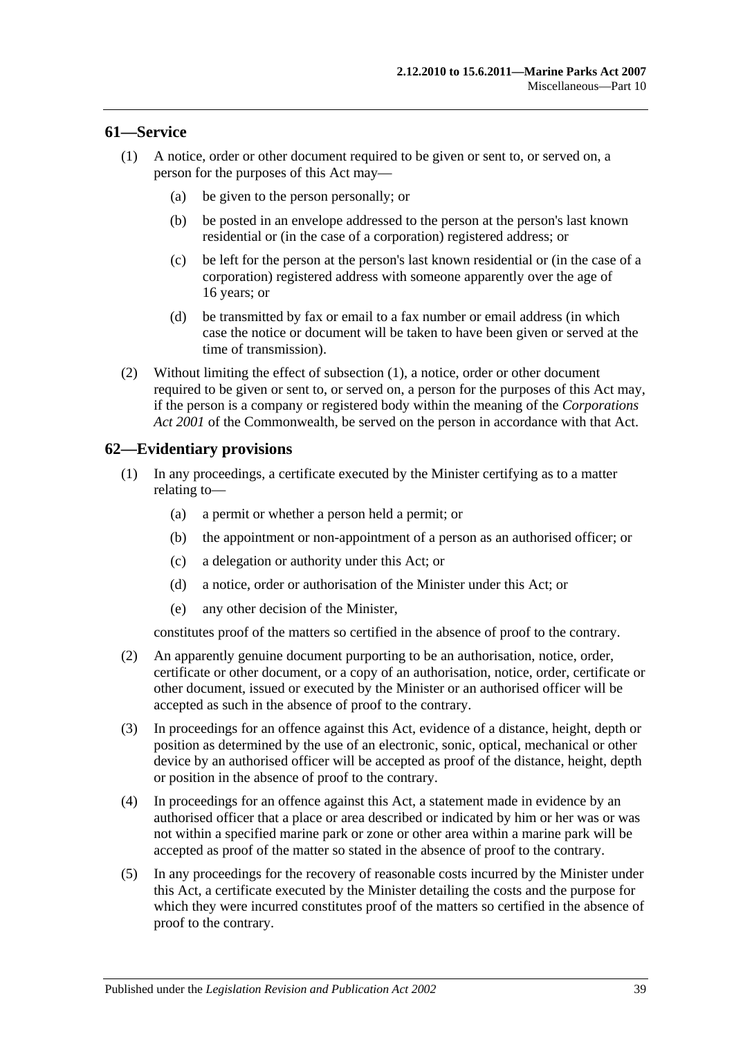## 61—Service

(1) A notice, order or other document required to be given or sent to, or served on, a person for the purposes of this Act may—

(a) be given to the person personally; or

(b) be posted in an envelope addressed to the person at the person's last known residential or (in the case of a corporation) registered address; or

(c) be left for the person at the person's last known residential or (in the case of a corporation) registered address with someone apparently over the age of 16 years; or

(d) be transmitted by fax or email to a fax number or email address (in which case the notice or document will be taken to have been given or served at the time of transmission).

(2) Without limiting the effect of subsection (1), a notice, order or other document required to be given or sent to, or served on, a person for the purposes of this Act may, if the person is a company or registered body within the meaning of the *Corporations Act 2001* of the Commonwealth, be served on the person in accordance with that Act.

## 62—Evidentiary provisions

(1) In any proceedings, a certificate executed by the Minister certifying as to a matter relating to—

(a) a permit or whether a person held a permit; or

(b) the appointment or non-appointment of a person as an authorised officer; or

(c) a delegation or authority under this Act; or

(d) a notice, order or authorisation of the Minister under this Act; or

(e) any other decision of the Minister,

constitutes proof of the matters so certified in the absence of proof to the contrary.

(2) An apparently genuine document purporting to be an authorisation, notice, order, certificate or other document, or a copy of an authorisation, notice, order, certificate or other document, issued or executed by the Minister or an authorised officer will be accepted as such in the absence of proof to the contrary.

(3) In proceedings for an offence against this Act, evidence of a distance, height, depth or position as determined by the use of an electronic, sonic, optical, mechanical or other device by an authorised officer will be accepted as proof of the distance, height, depth or position in the absence of proof to the contrary.

(4) In proceedings for an offence against this Act, a statement made in evidence by an authorised officer that a place or area described or indicated by him or her was or was not within a specified marine park or zone or other area within a marine park will be accepted as proof of the matter so stated in the absence of proof to the contrary.

(5) In any proceedings for the recovery of reasonable costs incurred by the Minister under this Act, a certificate executed by the Minister detailing the costs and the purpose for which they were incurred constitutes proof of the matters so certified in the absence of proof to the contrary.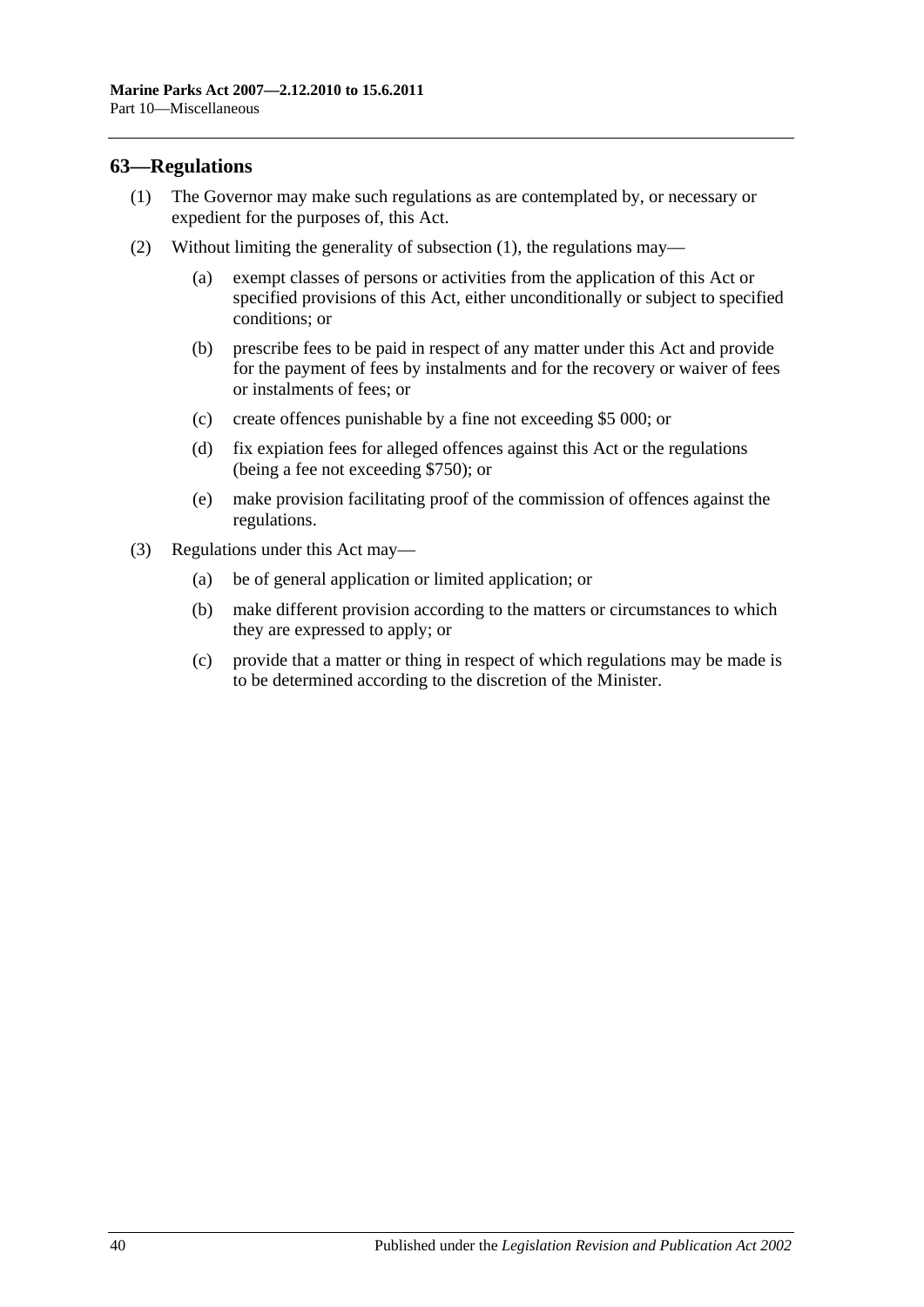## 63—Regulations

(1) The Governor may make such regulations as are contemplated by, or necessary or expedient for the purposes of, this Act.

(2) Without limiting the generality of subsection (1), the regulations may—

- (a) exempt classes of persons or activities from the application of this Act or specified provisions of this Act, either unconditionally or subject to specified conditions; or
- (b) prescribe fees to be paid in respect of any matter under this Act and provide for the payment of fees by instalments and for the recovery or waiver of fees or instalments of fees; or
- (c) create offences punishable by a fine not exceeding $5 000; or
- (d) fix expiation fees for alleged offences against this Act or the regulations (being a fee not exceeding $750); or
- (e) make provision facilitating proof of the commission of offences against the regulations.

(3) Regulations under this Act may—

- (a) be of general application or limited application; or
- (b) make different provision according to the matters or circumstances to which they are expressed to apply; or
- (c) provide that a matter or thing in respect of which regulations may be made is to be determined according to the discretion of the Minister.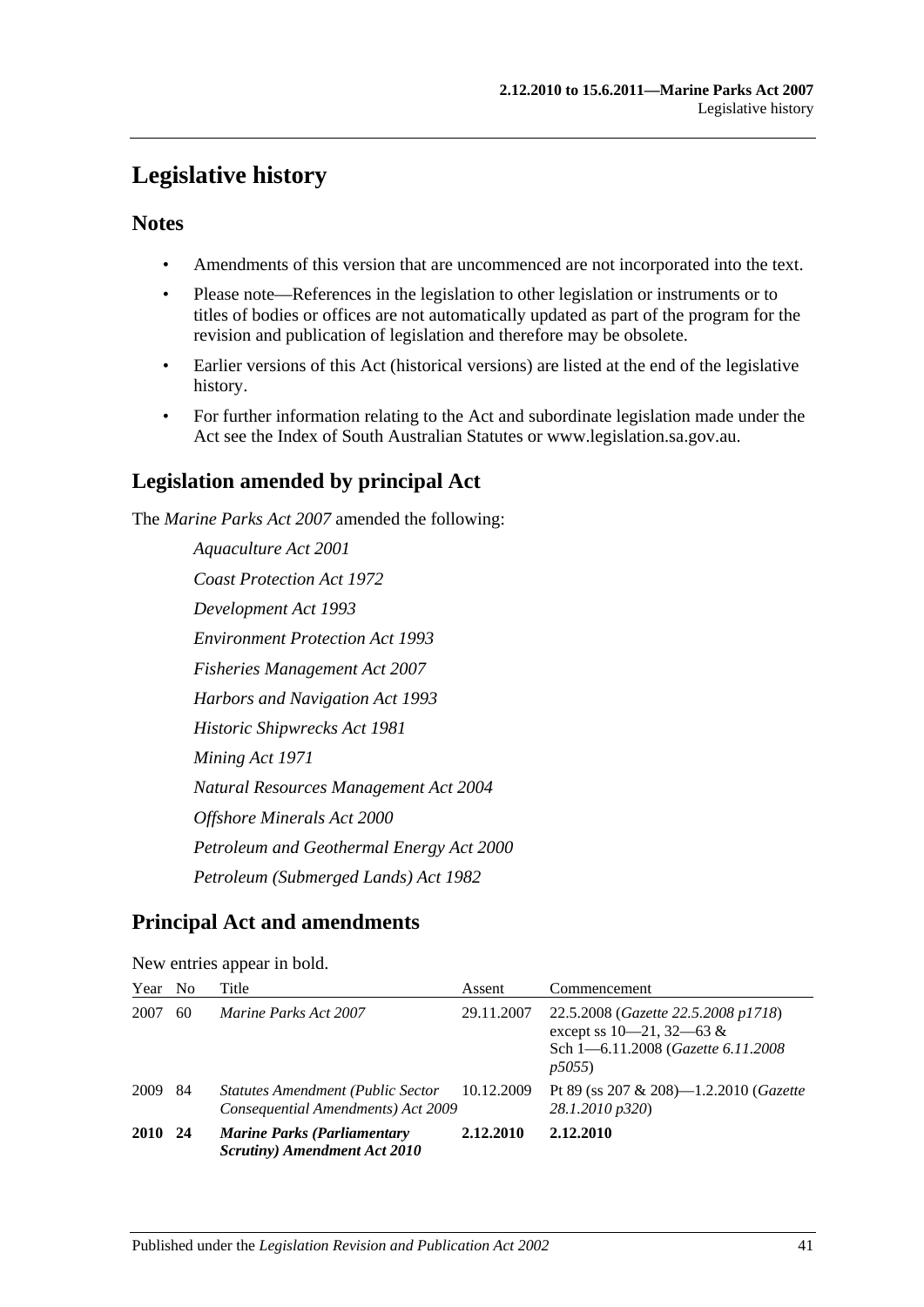# Legislative history

## Notes

- Amendments of this version that are uncommenced are not incorporated into the text.
- Please note—References in the legislation to other legislation or instruments or to titles of bodies or offices are not automatically updated as part of the program for the revision and publication of legislation and therefore may be obsolete.
- Earlier versions of this Act (historical versions) are listed at the end of the legislative history.
- For further information relating to the Act and subordinate legislation made under the Act see the Index of South Australian Statutes or www.legislation.sa.gov.au.

## Legislation amended by principal Act

The *Marine Parks Act 2007* amended the following:

*Aquaculture Act 2001*

*Coast Protection Act 1972*

*Development Act 1993*

*Environment Protection Act 1993*

*Fisheries Management Act 2007*

*Harbors and Navigation Act 1993*

*Historic Shipwrecks Act 1981*

*Mining Act 1971*

*Natural Resources Management Act 2004*

*Offshore Minerals Act 2000*

*Petroleum and Geothermal Energy Act 2000*

*Petroleum (Submerged Lands) Act 1982*

## Principal Act and amendments

New entries appear in bold.

| Year | No | Title | Assent | Commencement |
|---|---|---|---|---|
| 2007 | 60 | *Marine Parks Act 2007* | 29.11.2007 | 22.5.2008 (*Gazette 22.5.2008 p1718*) except ss 10—21, 32—63 & Sch 1—6.11.2008 (*Gazette 6.11.2008 p5055*) |
| 2009 | 84 | *Statutes Amendment (Public Sector Consequential Amendments) Act 2009* | 10.12.2009 | Pt 89 (ss 207 & 208)—1.2.2010 (*Gazette 28.1.2010 p320*) |
| **2010** | **24** | ***Marine Parks (Parliamentary Scrutiny) Amendment Act 2010*** | **2.12.2010** | **2.12.2010** |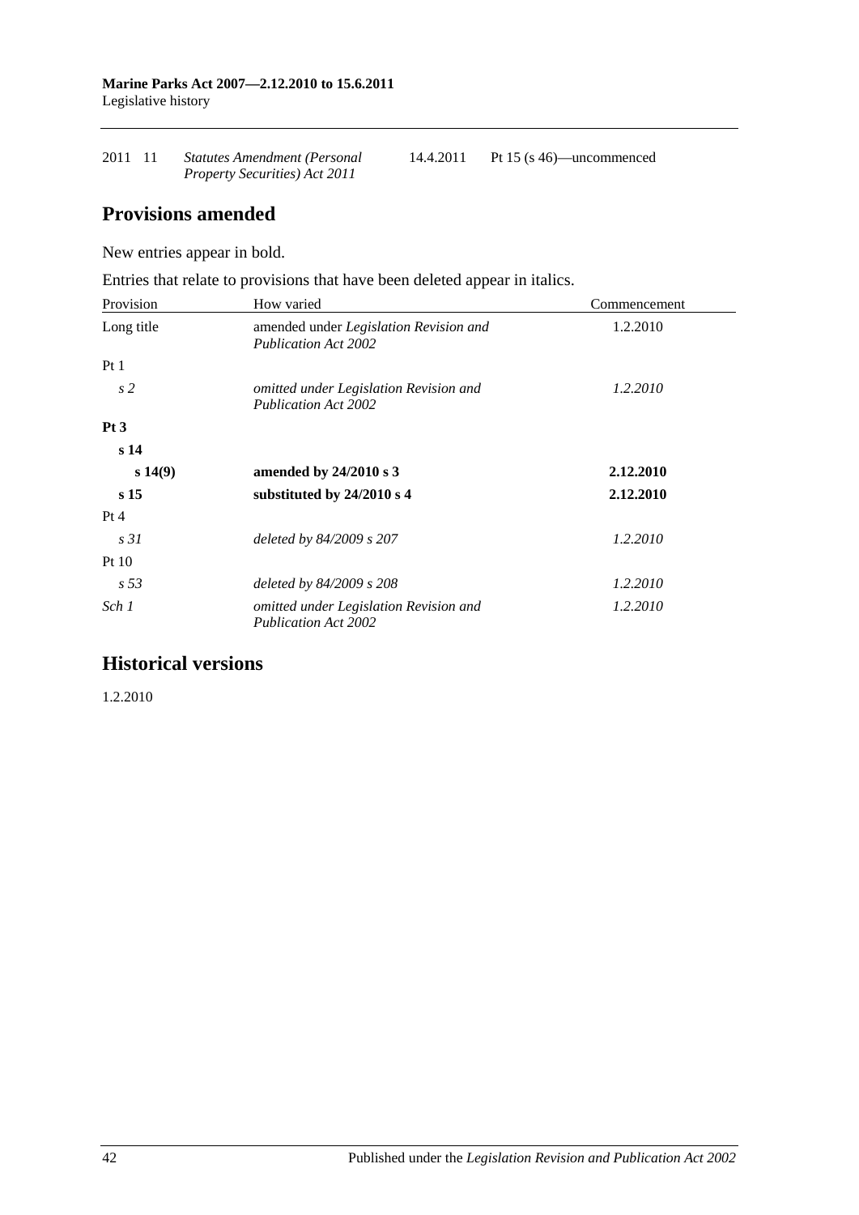| | | | | |
|---|---|---|---|---|
| 2011 | 11 | *Statutes Amendment (Personal Property Securities) Act 2011* | 14.4.2011 | Pt 15 (s 46)—uncommenced |

## Provisions amended

New entries appear in bold.

Entries that relate to provisions that have been deleted appear in italics.

| Provision | How varied | Commencement |
|---|---|---|
| Long title | amended under *Legislation Revision and Publication Act 2002* | 1.2.2010 |
| Pt 1 | | |
| *s 2* | *omitted under Legislation Revision and Publication Act 2002* | *1.2.2010* |
| **Pt 3** | | |
| **s 14** | | |
| **s 14(9)** | **amended by 24/2010 s 3** | **2.12.2010** |
| **s 15** | **substituted by 24/2010 s 4** | **2.12.2010** |
| Pt 4 | | |
| *s 31* | *deleted by 84/2009 s 207* | *1.2.2010* |
| Pt 10 | | |
| *s 53* | *deleted by 84/2009 s 208* | *1.2.2010* |
| *Sch 1* | *omitted under Legislation Revision and Publication Act 2002* | *1.2.2010* |

## Historical versions

1.2.2010